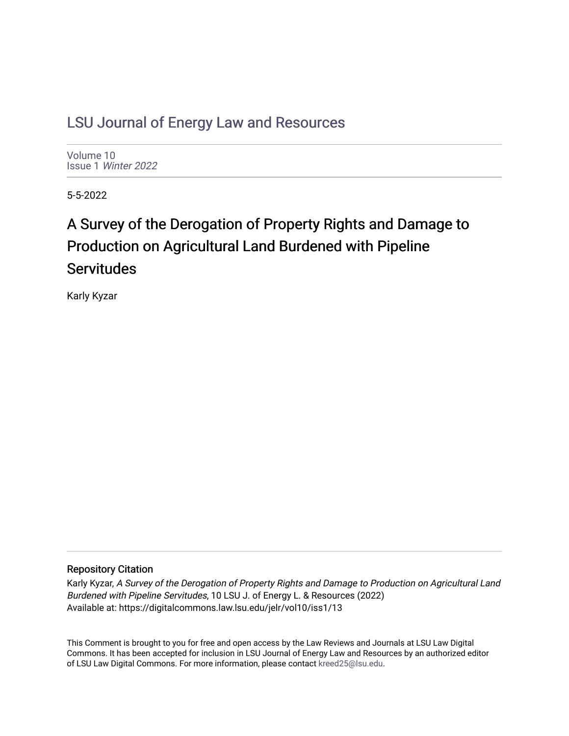# LSU Journal of Energy Law and Resources

Volume 10
Issue 1 *Winter 2022*

5-5-2022

## A Survey of the Derogation of Property Rights and Damage to Production on Agricultural Land Burdened with Pipeline Servitudes

Karly Kyzar

### Repository Citation

Karly Kyzar, *A Survey of the Derogation of Property Rights and Damage to Production on Agricultural Land Burdened with Pipeline Servitudes*, 10 LSU J. of Energy L. & Resources (2022)
Available at: https://digitalcommons.law.lsu.edu/jelr/vol10/iss1/13

This Comment is brought to you for free and open access by the Law Reviews and Journals at LSU Law Digital Commons. It has been accepted for inclusion in LSU Journal of Energy Law and Resources by an authorized editor of LSU Law Digital Commons. For more information, please contact kreed25@lsu.edu.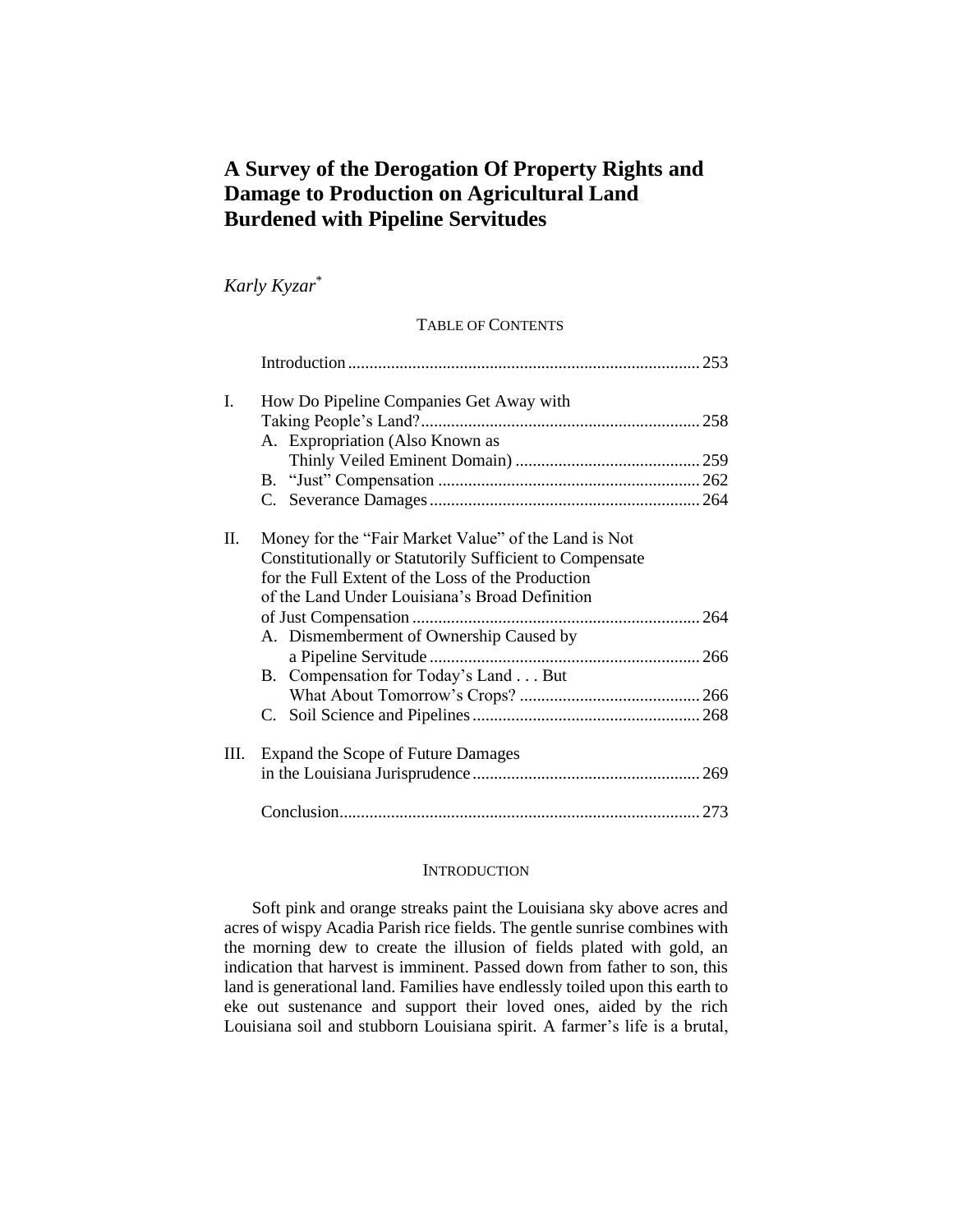# A Survey of the Derogation Of Property Rights and Damage to Production on Agricultural Land Burdened with Pipeline Servitudes

*Karly Kyzar*[*]

TABLE OF CONTENTS

| | | |
|---|---|---|
| | Introduction | 253 |
| I. | How Do Pipeline Companies Get Away with Taking People's Land? | 258 |
| | A. Expropriation (Also Known as Thinly Veiled Eminent Domain) | 259 |
| | B. "Just" Compensation | 262 |
| | C. Severance Damages | 264 |
| II. | Money for the "Fair Market Value" of the Land is Not Constitutionally or Statutorily Sufficient to Compensate for the Full Extent of the Loss of the Production of the Land Under Louisiana's Broad Definition of Just Compensation | 264 |
| | A. Dismemberment of Ownership Caused by a Pipeline Servitude | 266 |
| | B. Compensation for Today's Land . . . But What About Tomorrow's Crops? | 266 |
| | C. Soil Science and Pipelines | 268 |
| III. | Expand the Scope of Future Damages in the Louisiana Jurisprudence | 269 |
| | Conclusion | 273 |

## INTRODUCTION

Soft pink and orange streaks paint the Louisiana sky above acres and acres of wispy Acadia Parish rice fields. The gentle sunrise combines with the morning dew to create the illusion of fields plated with gold, an indication that harvest is imminent. Passed down from father to son, this land is generational land. Families have endlessly toiled upon this earth to eke out sustenance and support their loved ones, aided by the rich Louisiana soil and stubborn Louisiana spirit. A farmer's life is a brutal,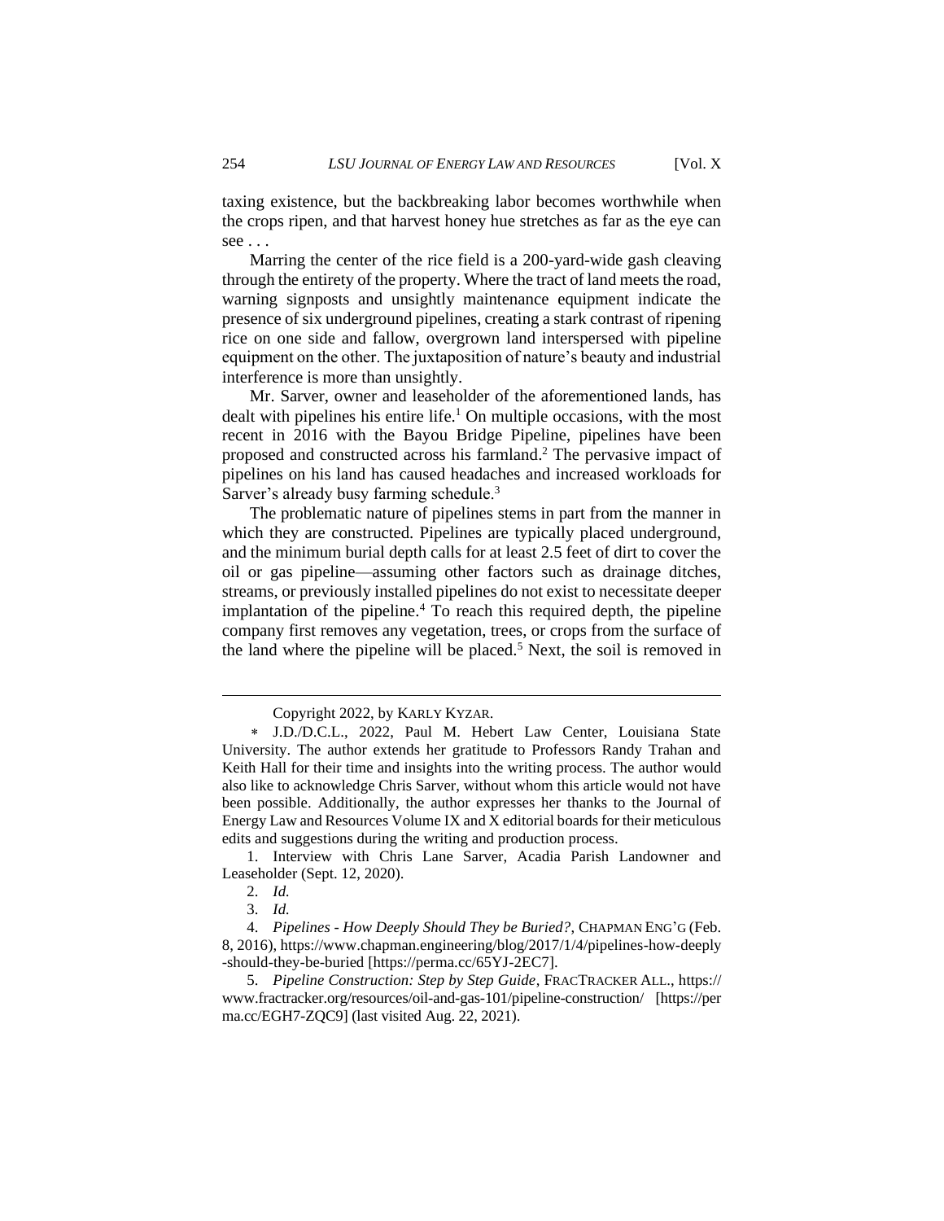taxing existence, but the backbreaking labor becomes worthwhile when the crops ripen, and that harvest honey hue stretches as far as the eye can see . . .

Marring the center of the rice field is a 200-yard-wide gash cleaving through the entirety of the property. Where the tract of land meets the road, warning signposts and unsightly maintenance equipment indicate the presence of six underground pipelines, creating a stark contrast of ripening rice on one side and fallow, overgrown land interspersed with pipeline equipment on the other. The juxtaposition of nature's beauty and industrial interference is more than unsightly.

Mr. Sarver, owner and leaseholder of the aforementioned lands, has dealt with pipelines his entire life.[1] On multiple occasions, with the most recent in 2016 with the Bayou Bridge Pipeline, pipelines have been proposed and constructed across his farmland.[2] The pervasive impact of pipelines on his land has caused headaches and increased workloads for Sarver's already busy farming schedule.[3]

The problematic nature of pipelines stems in part from the manner in which they are constructed. Pipelines are typically placed underground, and the minimum burial depth calls for at least 2.5 feet of dirt to cover the oil or gas pipeline—assuming other factors such as drainage ditches, streams, or previously installed pipelines do not exist to necessitate deeper implantation of the pipeline.[4] To reach this required depth, the pipeline company first removes any vegetation, trees, or crops from the surface of the land where the pipeline will be placed.[5] Next, the soil is removed in

---

Copyright 2022, by KARLY KYZAR.

∗ J.D./D.C.L., 2022, Paul M. Hebert Law Center, Louisiana State University. The author extends her gratitude to Professors Randy Trahan and Keith Hall for their time and insights into the writing process. The author would also like to acknowledge Chris Sarver, without whom this article would not have been possible. Additionally, the author expresses her thanks to the Journal of Energy Law and Resources Volume IX and X editorial boards for their meticulous edits and suggestions during the writing and production process.

1. Interview with Chris Lane Sarver, Acadia Parish Landowner and Leaseholder (Sept. 12, 2020).

2. *Id.*

3. *Id.*

4. *Pipelines - How Deeply Should They be Buried?*, CHAPMAN ENG'G (Feb. 8, 2016), https://www.chapman.engineering/blog/2017/1/4/pipelines-how-deeply-should-they-be-buried [https://perma.cc/65YJ-2EC7].

5. *Pipeline Construction: Step by Step Guide*, FRACTRACKER ALL., https://www.fractracker.org/resources/oil-and-gas-101/pipeline-construction/ [https://perma.cc/EGH7-ZQC9] (last visited Aug. 22, 2021).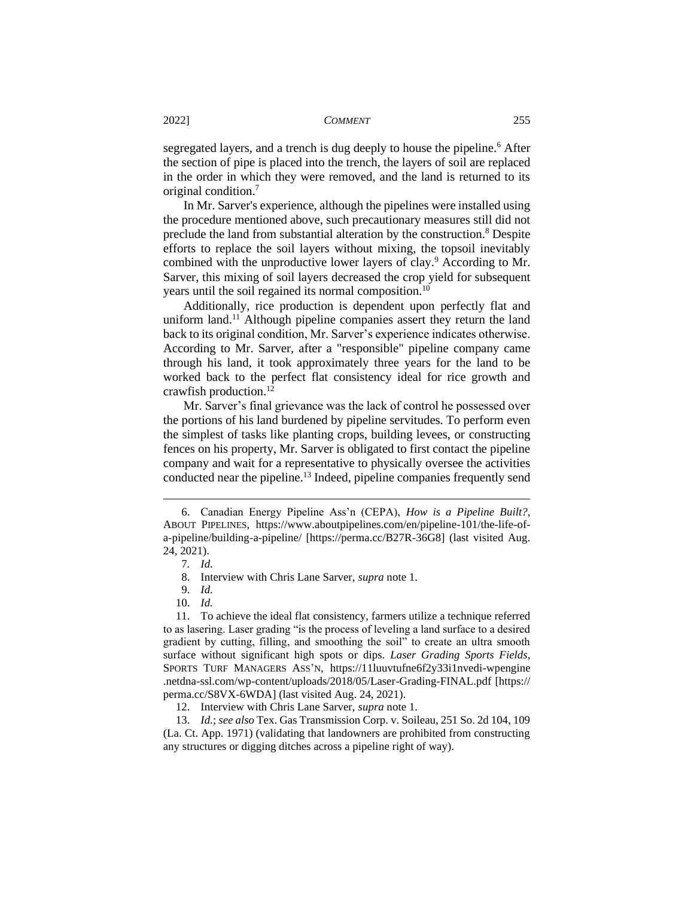segregated layers, and a trench is dug deeply to house the pipeline.[6] After the section of pipe is placed into the trench, the layers of soil are replaced in the order in which they were removed, and the land is returned to its original condition.[7]

In Mr. Sarver's experience, although the pipelines were installed using the procedure mentioned above, such precautionary measures still did not preclude the land from substantial alteration by the construction.[8] Despite efforts to replace the soil layers without mixing, the topsoil inevitably combined with the unproductive lower layers of clay.[9] According to Mr. Sarver, this mixing of soil layers decreased the crop yield for subsequent years until the soil regained its normal composition.[10]

Additionally, rice production is dependent upon perfectly flat and uniform land.[11] Although pipeline companies assert they return the land back to its original condition, Mr. Sarver's experience indicates otherwise. According to Mr. Sarver, after a "responsible" pipeline company came through his land, it took approximately three years for the land to be worked back to the perfect flat consistency ideal for rice growth and crawfish production.[12]

Mr. Sarver's final grievance was the lack of control he possessed over the portions of his land burdened by pipeline servitudes. To perform even the simplest of tasks like planting crops, building levees, or constructing fences on his property, Mr. Sarver is obligated to first contact the pipeline company and wait for a representative to physically oversee the activities conducted near the pipeline.[13] Indeed, pipeline companies frequently send

---

6. Canadian Energy Pipeline Ass'n (CEPA), *How is a Pipeline Built?*, ABOUT PIPELINES, https://www.aboutpipelines.com/en/pipeline-101/the-life-of-a-pipeline/building-a-pipeline/ [https://perma.cc/B27R-36G8] (last visited Aug. 24, 2021).

7. *Id.*

8. Interview with Chris Lane Sarver, *supra* note 1.

9. *Id.*

10. *Id.*

11. To achieve the ideal flat consistency, farmers utilize a technique referred to as lasering. Laser grading "is the process of leveling a land surface to a desired gradient by cutting, filling, and smoothing the soil" to create an ultra smooth surface without significant high spots or dips. *Laser Grading Sports Fields*, SPORTS TURF MANAGERS ASS'N, https://11luuvtufne6f2y33i1nvedi-wpengine.netdna-ssl.com/wp-content/uploads/2018/05/Laser-Grading-FINAL.pdf [https://perma.cc/S8VX-6WDA] (last visited Aug. 24, 2021).

12. Interview with Chris Lane Sarver, *supra* note 1.

13. *Id.*; *see also* Tex. Gas Transmission Corp. v. Soileau, 251 So. 2d 104, 109 (La. Ct. App. 1971) (validating that landowners are prohibited from constructing any structures or digging ditches across a pipeline right of way).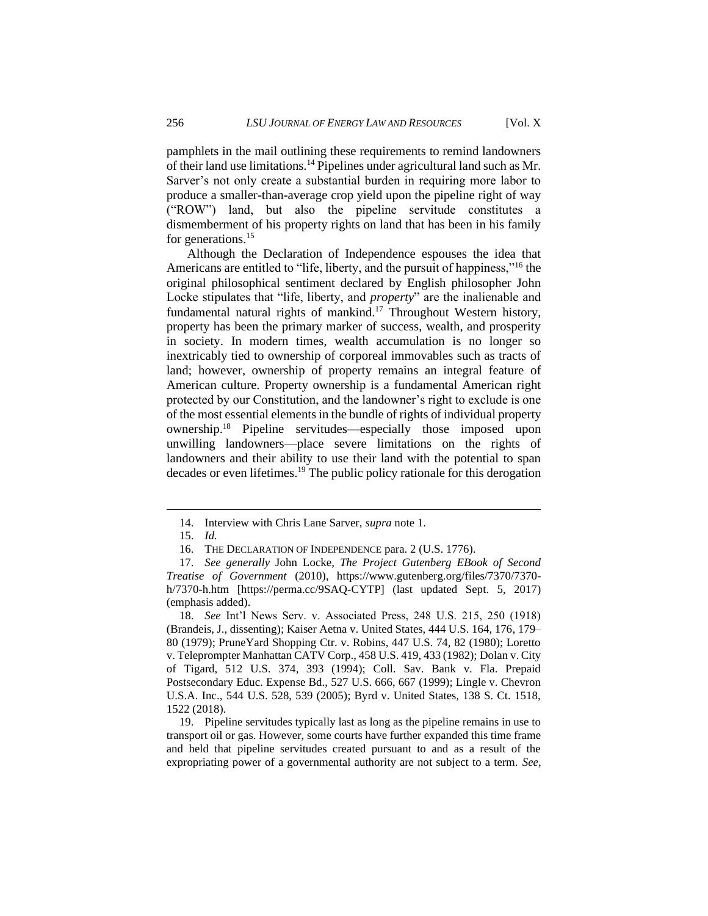pamphlets in the mail outlining these requirements to remind landowners of their land use limitations.[14] Pipelines under agricultural land such as Mr. Sarver's not only create a substantial burden in requiring more labor to produce a smaller-than-average crop yield upon the pipeline right of way ("ROW") land, but also the pipeline servitude constitutes a dismemberment of his property rights on land that has been in his family for generations.[15]

Although the Declaration of Independence espouses the idea that Americans are entitled to "life, liberty, and the pursuit of happiness,"[16] the original philosophical sentiment declared by English philosopher John Locke stipulates that "life, liberty, and *property*" are the inalienable and fundamental natural rights of mankind.[17] Throughout Western history, property has been the primary marker of success, wealth, and prosperity in society. In modern times, wealth accumulation is no longer so inextricably tied to ownership of corporeal immovables such as tracts of land; however, ownership of property remains an integral feature of American culture. Property ownership is a fundamental American right protected by our Constitution, and the landowner's right to exclude is one of the most essential elements in the bundle of rights of individual property ownership.[18] Pipeline servitudes—especially those imposed upon unwilling landowners—place severe limitations on the rights of landowners and their ability to use their land with the potential to span decades or even lifetimes.[19] The public policy rationale for this derogation

---

14. Interview with Chris Lane Sarver, *supra* note 1.

15. *Id.*

16. THE DECLARATION OF INDEPENDENCE para. 2 (U.S. 1776).

17. *See generally* John Locke, *The Project Gutenberg EBook of Second Treatise of Government* (2010), https://www.gutenberg.org/files/7370/7370-h/7370-h.htm [https://perma.cc/9SAQ-CYTP] (last updated Sept. 5, 2017) (emphasis added).

18. *See* Int'l News Serv. v. Associated Press, 248 U.S. 215, 250 (1918) (Brandeis, J., dissenting); Kaiser Aetna v. United States, 444 U.S. 164, 176, 179–80 (1979); PruneYard Shopping Ctr. v. Robins, 447 U.S. 74, 82 (1980); Loretto v. Teleprompter Manhattan CATV Corp., 458 U.S. 419, 433 (1982); Dolan v. City of Tigard, 512 U.S. 374, 393 (1994); Coll. Sav. Bank v. Fla. Prepaid Postsecondary Educ. Expense Bd., 527 U.S. 666, 667 (1999); Lingle v. Chevron U.S.A. Inc., 544 U.S. 528, 539 (2005); Byrd v. United States, 138 S. Ct. 1518, 1522 (2018).

19. Pipeline servitudes typically last as long as the pipeline remains in use to transport oil or gas. However, some courts have further expanded this time frame and held that pipeline servitudes created pursuant to and as a result of the expropriating power of a governmental authority are not subject to a term. *See,*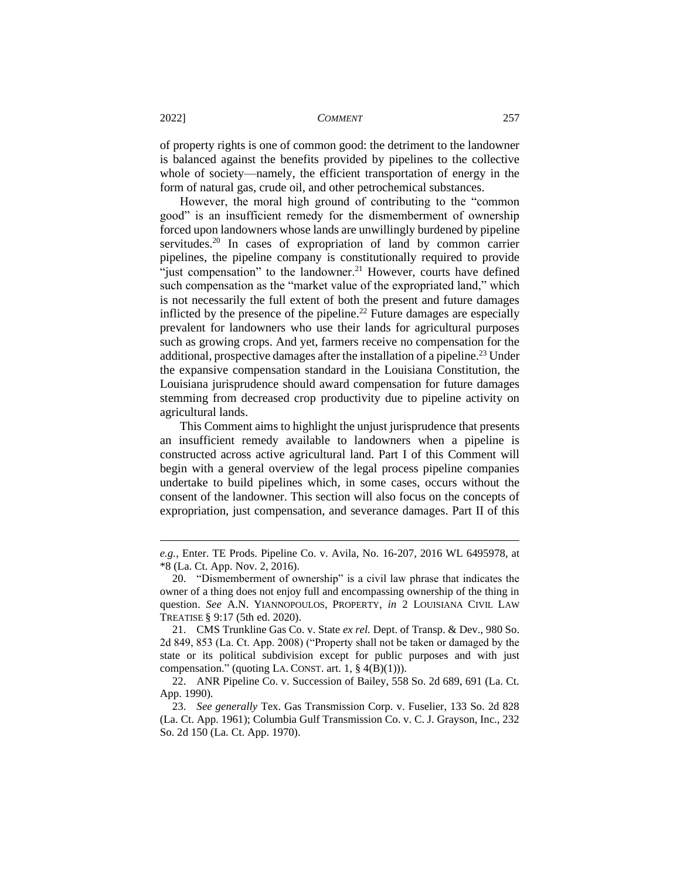of property rights is one of common good: the detriment to the landowner is balanced against the benefits provided by pipelines to the collective whole of society—namely, the efficient transportation of energy in the form of natural gas, crude oil, and other petrochemical substances.

However, the moral high ground of contributing to the "common good" is an insufficient remedy for the dismemberment of ownership forced upon landowners whose lands are unwillingly burdened by pipeline servitudes.[20] In cases of expropriation of land by common carrier pipelines, the pipeline company is constitutionally required to provide "just compensation" to the landowner.[21] However, courts have defined such compensation as the "market value of the expropriated land," which is not necessarily the full extent of both the present and future damages inflicted by the presence of the pipeline.[22] Future damages are especially prevalent for landowners who use their lands for agricultural purposes such as growing crops. And yet, farmers receive no compensation for the additional, prospective damages after the installation of a pipeline.[23] Under the expansive compensation standard in the Louisiana Constitution, the Louisiana jurisprudence should award compensation for future damages stemming from decreased crop productivity due to pipeline activity on agricultural lands.

This Comment aims to highlight the unjust jurisprudence that presents an insufficient remedy available to landowners when a pipeline is constructed across active agricultural land. Part I of this Comment will begin with a general overview of the legal process pipeline companies undertake to build pipelines which, in some cases, occurs without the consent of the landowner. This section will also focus on the concepts of expropriation, just compensation, and severance damages. Part II of this

---

*e.g.*, Enter. TE Prods. Pipeline Co. v. Avila, No. 16-207, 2016 WL 6495978, at *8 (La. Ct. App. Nov. 2, 2016).

20. "Dismemberment of ownership" is a civil law phrase that indicates the owner of a thing does not enjoy full and encompassing ownership of the thing in question. *See* A.N. YIANNOPOULOS, PROPERTY, *in* 2 LOUISIANA CIVIL LAW TREATISE § 9:17 (5th ed. 2020).

21. CMS Trunkline Gas Co. v. State *ex rel.* Dept. of Transp. & Dev., 980 So. 2d 849, 853 (La. Ct. App. 2008) ("Property shall not be taken or damaged by the state or its political subdivision except for public purposes and with just compensation." (quoting LA. CONST. art. 1, § 4(B)(1))).

22. ANR Pipeline Co. v. Succession of Bailey, 558 So. 2d 689, 691 (La. Ct. App. 1990).

23. *See generally* Tex. Gas Transmission Corp. v. Fuselier, 133 So. 2d 828 (La. Ct. App. 1961); Columbia Gulf Transmission Co. v. C. J. Grayson, Inc., 232 So. 2d 150 (La. Ct. App. 1970).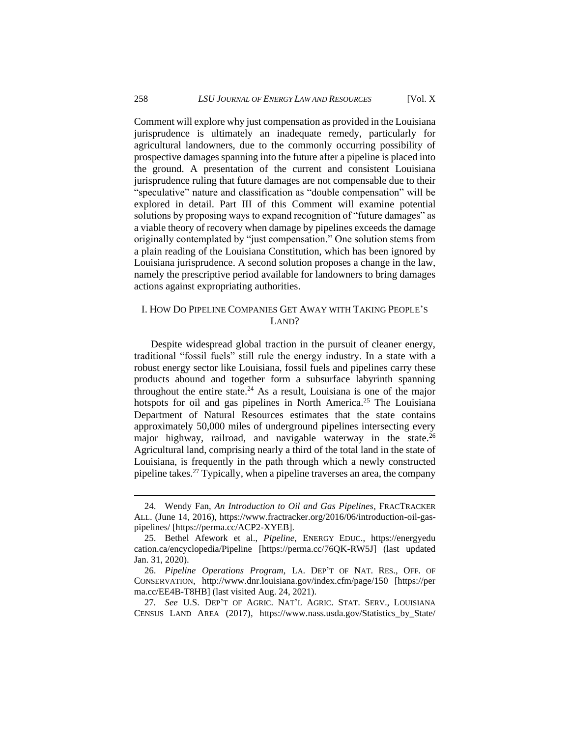Comment will explore why just compensation as provided in the Louisiana jurisprudence is ultimately an inadequate remedy, particularly for agricultural landowners, due to the commonly occurring possibility of prospective damages spanning into the future after a pipeline is placed into the ground. A presentation of the current and consistent Louisiana jurisprudence ruling that future damages are not compensable due to their "speculative" nature and classification as "double compensation" will be explored in detail. Part III of this Comment will examine potential solutions by proposing ways to expand recognition of "future damages" as a viable theory of recovery when damage by pipelines exceeds the damage originally contemplated by "just compensation." One solution stems from a plain reading of the Louisiana Constitution, which has been ignored by Louisiana jurisprudence. A second solution proposes a change in the law, namely the prescriptive period available for landowners to bring damages actions against expropriating authorities.

## I. How Do Pipeline Companies Get Away with Taking People's Land?

Despite widespread global traction in the pursuit of cleaner energy, traditional "fossil fuels" still rule the energy industry. In a state with a robust energy sector like Louisiana, fossil fuels and pipelines carry these products abound and together form a subsurface labyrinth spanning throughout the entire state.[24] As a result, Louisiana is one of the major hotspots for oil and gas pipelines in North America.[25] The Louisiana Department of Natural Resources estimates that the state contains approximately 50,000 miles of underground pipelines intersecting every major highway, railroad, and navigable waterway in the state.[26] Agricultural land, comprising nearly a third of the total land in the state of Louisiana, is frequently in the path through which a newly constructed pipeline takes.[27] Typically, when a pipeline traverses an area, the company

---

24. Wendy Fan, *An Introduction to Oil and Gas Pipelines*, FRACTRACKER ALL. (June 14, 2016), https://www.fractracker.org/2016/06/introduction-oil-gas-pipelines/ [https://perma.cc/ACP2-XYEB].

25. Bethel Afework et al., *Pipeline*, ENERGY EDUC., https://energyeducation.ca/encyclopedia/Pipeline [https://perma.cc/76QK-RW5J] (last updated Jan. 31, 2020).

26. *Pipeline Operations Program*, LA. DEP'T OF NAT. RES., OFF. OF CONSERVATION, http://www.dnr.louisiana.gov/index.cfm/page/150 [https://perma.cc/EE4B-T8HB] (last visited Aug. 24, 2021).

27. *See* U.S. DEP'T OF AGRIC. NAT'L AGRIC. STAT. SERV., LOUISIANA CENSUS LAND AREA (2017), https://www.nass.usda.gov/Statistics_by_State/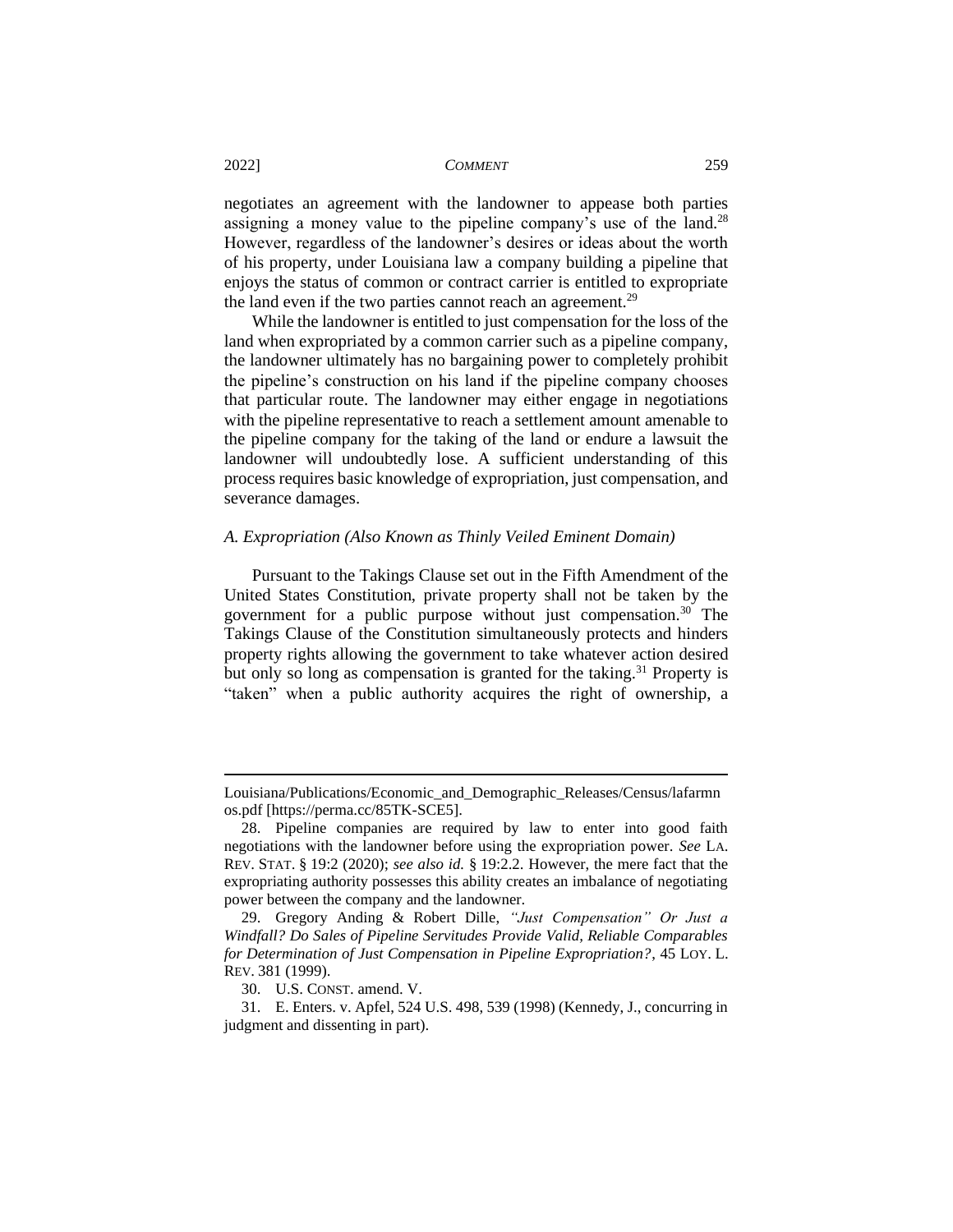negotiates an agreement with the landowner to appease both parties assigning a money value to the pipeline company's use of the land.[28] However, regardless of the landowner's desires or ideas about the worth of his property, under Louisiana law a company building a pipeline that enjoys the status of common or contract carrier is entitled to expropriate the land even if the two parties cannot reach an agreement.[29]

While the landowner is entitled to just compensation for the loss of the land when expropriated by a common carrier such as a pipeline company, the landowner ultimately has no bargaining power to completely prohibit the pipeline's construction on his land if the pipeline company chooses that particular route. The landowner may either engage in negotiations with the pipeline representative to reach a settlement amount amenable to the pipeline company for the taking of the land or endure a lawsuit the landowner will undoubtedly lose. A sufficient understanding of this process requires basic knowledge of expropriation, just compensation, and severance damages.

### *A. Expropriation (Also Known as Thinly Veiled Eminent Domain)*

Pursuant to the Takings Clause set out in the Fifth Amendment of the United States Constitution, private property shall not be taken by the government for a public purpose without just compensation.[30] The Takings Clause of the Constitution simultaneously protects and hinders property rights allowing the government to take whatever action desired but only so long as compensation is granted for the taking.[31] Property is "taken" when a public authority acquires the right of ownership, a

---

Louisiana/Publications/Economic_and_Demographic_Releases/Census/lafarmnos.pdf [https://perma.cc/85TK-SCE5].

28. Pipeline companies are required by law to enter into good faith negotiations with the landowner before using the expropriation power. *See* LA. REV. STAT. § 19:2 (2020); *see also id.* § 19:2.2. However, the mere fact that the expropriating authority possesses this ability creates an imbalance of negotiating power between the company and the landowner.

29. Gregory Anding & Robert Dille, *"Just Compensation" Or Just a Windfall? Do Sales of Pipeline Servitudes Provide Valid, Reliable Comparables for Determination of Just Compensation in Pipeline Expropriation?*, 45 LOY. L. REV. 381 (1999).

30. U.S. CONST. amend. V.

31. E. Enters. v. Apfel, 524 U.S. 498, 539 (1998) (Kennedy, J., concurring in judgment and dissenting in part).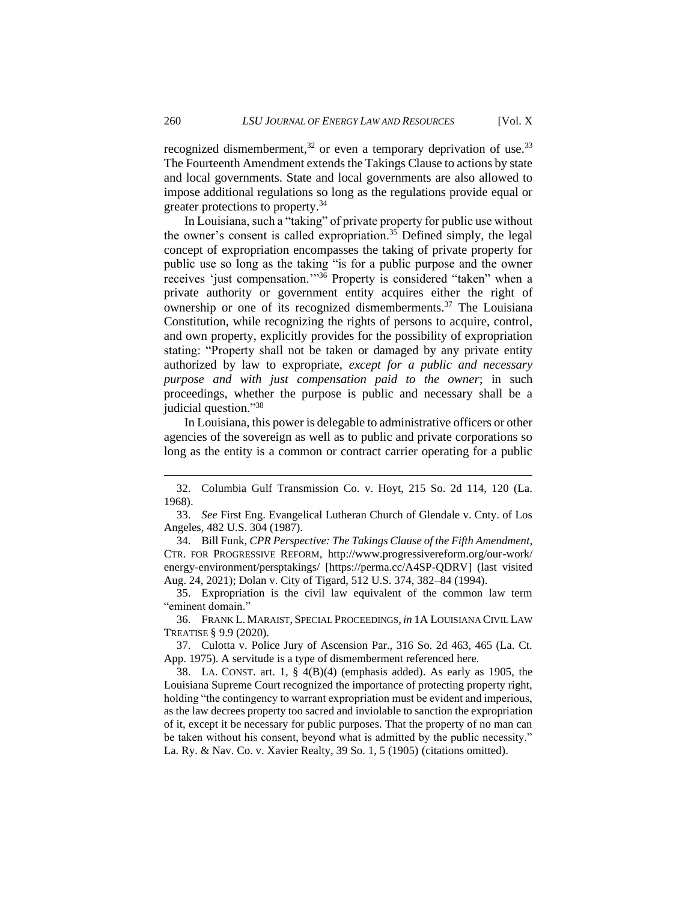recognized dismemberment,[32] or even a temporary deprivation of use.[33] The Fourteenth Amendment extends the Takings Clause to actions by state and local governments. State and local governments are also allowed to impose additional regulations so long as the regulations provide equal or greater protections to property.[34]

In Louisiana, such a "taking" of private property for public use without the owner's consent is called expropriation.[35] Defined simply, the legal concept of expropriation encompasses the taking of private property for public use so long as the taking "is for a public purpose and the owner receives 'just compensation.'"[36] Property is considered "taken" when a private authority or government entity acquires either the right of ownership or one of its recognized dismemberments.[37] The Louisiana Constitution, while recognizing the rights of persons to acquire, control, and own property, explicitly provides for the possibility of expropriation stating: "Property shall not be taken or damaged by any private entity authorized by law to expropriate, *except for a public and necessary purpose and with just compensation paid to the owner*; in such proceedings, whether the purpose is public and necessary shall be a judicial question."[38]

In Louisiana, this power is delegable to administrative officers or other agencies of the sovereign as well as to public and private corporations so long as the entity is a common or contract carrier operating for a public

---

32. Columbia Gulf Transmission Co. v. Hoyt, 215 So. 2d 114, 120 (La. 1968).

33. *See* First Eng. Evangelical Lutheran Church of Glendale v. Cnty. of Los Angeles, 482 U.S. 304 (1987).

34. Bill Funk, *CPR Perspective: The Takings Clause of the Fifth Amendment*, CTR. FOR PROGRESSIVE REFORM, http://www.progressivereform.org/our-work/energy-environment/persptakings/ [https://perma.cc/A4SP-QDRV] (last visited Aug. 24, 2021); Dolan v. City of Tigard, 512 U.S. 374, 382–84 (1994).

35. Expropriation is the civil law equivalent of the common law term "eminent domain."

36. FRANK L. MARAIST, SPECIAL PROCEEDINGS, *in* 1A LOUISIANA CIVIL LAW TREATISE § 9.9 (2020).

37. Culotta v. Police Jury of Ascension Par., 316 So. 2d 463, 465 (La. Ct. App. 1975). A servitude is a type of dismemberment referenced here.

38. LA. CONST. art. 1, § 4(B)(4) (emphasis added). As early as 1905, the Louisiana Supreme Court recognized the importance of protecting property right, holding "the contingency to warrant expropriation must be evident and imperious, as the law decrees property too sacred and inviolable to sanction the expropriation of it, except it be necessary for public purposes. That the property of no man can be taken without his consent, beyond what is admitted by the public necessity." La. Ry. & Nav. Co. v. Xavier Realty, 39 So. 1, 5 (1905) (citations omitted).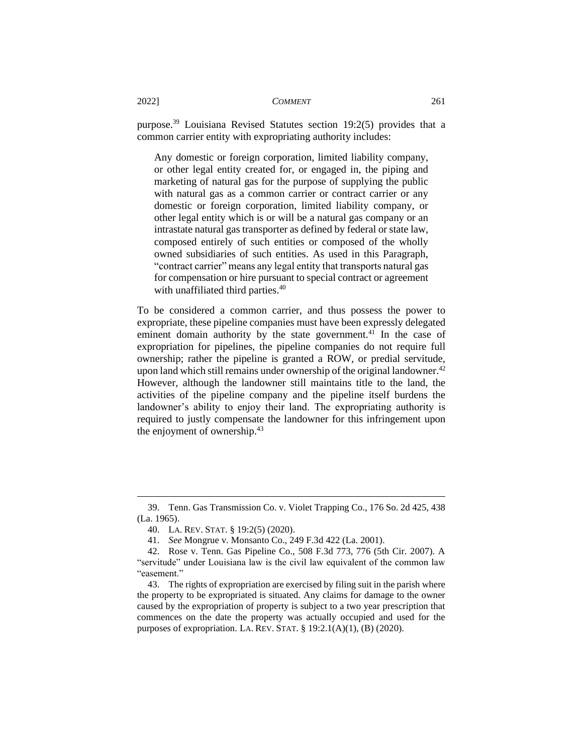purpose.[39] Louisiana Revised Statutes section 19:2(5) provides that a common carrier entity with expropriating authority includes:

> Any domestic or foreign corporation, limited liability company, or other legal entity created for, or engaged in, the piping and marketing of natural gas for the purpose of supplying the public with natural gas as a common carrier or contract carrier or any domestic or foreign corporation, limited liability company, or other legal entity which is or will be a natural gas company or an intrastate natural gas transporter as defined by federal or state law, composed entirely of such entities or composed of the wholly owned subsidiaries of such entities. As used in this Paragraph, "contract carrier" means any legal entity that transports natural gas for compensation or hire pursuant to special contract or agreement with unaffiliated third parties.[40]

To be considered a common carrier, and thus possess the power to expropriate, these pipeline companies must have been expressly delegated eminent domain authority by the state government.[41] In the case of expropriation for pipelines, the pipeline companies do not require full ownership; rather the pipeline is granted a ROW, or predial servitude, upon land which still remains under ownership of the original landowner.[42] However, although the landowner still maintains title to the land, the activities of the pipeline company and the pipeline itself burdens the landowner's ability to enjoy their land. The expropriating authority is required to justly compensate the landowner for this infringement upon the enjoyment of ownership.[43]

---

39. Tenn. Gas Transmission Co. v. Violet Trapping Co., 176 So. 2d 425, 438 (La. 1965).

40. LA. REV. STAT. § 19:2(5) (2020).

41. *See* Mongrue v. Monsanto Co., 249 F.3d 422 (La. 2001).

42. Rose v. Tenn. Gas Pipeline Co., 508 F.3d 773, 776 (5th Cir. 2007). A "servitude" under Louisiana law is the civil law equivalent of the common law "easement."

43. The rights of expropriation are exercised by filing suit in the parish where the property to be expropriated is situated. Any claims for damage to the owner caused by the expropriation of property is subject to a two year prescription that commences on the date the property was actually occupied and used for the purposes of expropriation. LA. REV. STAT. § 19:2.1(A)(1), (B) (2020).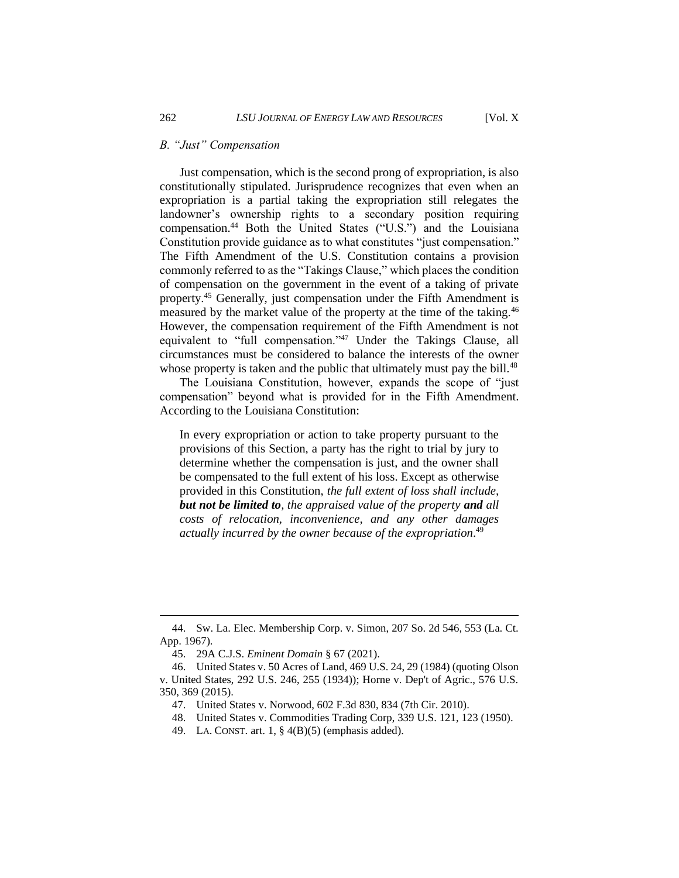### *B. "Just" Compensation*

Just compensation, which is the second prong of expropriation, is also constitutionally stipulated. Jurisprudence recognizes that even when an expropriation is a partial taking the expropriation still relegates the landowner's ownership rights to a secondary position requiring compensation.[44] Both the United States ("U.S.") and the Louisiana Constitution provide guidance as to what constitutes "just compensation." The Fifth Amendment of the U.S. Constitution contains a provision commonly referred to as the "Takings Clause," which places the condition of compensation on the government in the event of a taking of private property.[45] Generally, just compensation under the Fifth Amendment is measured by the market value of the property at the time of the taking.[46] However, the compensation requirement of the Fifth Amendment is not equivalent to "full compensation."[47] Under the Takings Clause, all circumstances must be considered to balance the interests of the owner whose property is taken and the public that ultimately must pay the bill.[48]

The Louisiana Constitution, however, expands the scope of "just compensation" beyond what is provided for in the Fifth Amendment. According to the Louisiana Constitution:

> In every expropriation or action to take property pursuant to the provisions of this Section, a party has the right to trial by jury to determine whether the compensation is just, and the owner shall be compensated to the full extent of his loss. Except as otherwise provided in this Constitution, *the full extent of loss shall include, **but not be limited to**, the appraised value of the property **and** all costs of relocation, inconvenience, and any other damages actually incurred by the owner because of the expropriation*.[49]

---

44. Sw. La. Elec. Membership Corp. v. Simon, 207 So. 2d 546, 553 (La. Ct. App. 1967).

45. 29A C.J.S. *Eminent Domain* § 67 (2021).

46. United States v. 50 Acres of Land, 469 U.S. 24, 29 (1984) (quoting Olson v. United States, 292 U.S. 246, 255 (1934)); Horne v. Dep't of Agric., 576 U.S. 350, 369 (2015).

47. United States v. Norwood, 602 F.3d 830, 834 (7th Cir. 2010).

48. United States v. Commodities Trading Corp, 339 U.S. 121, 123 (1950).

49. LA. CONST. art. 1, § 4(B)(5) (emphasis added).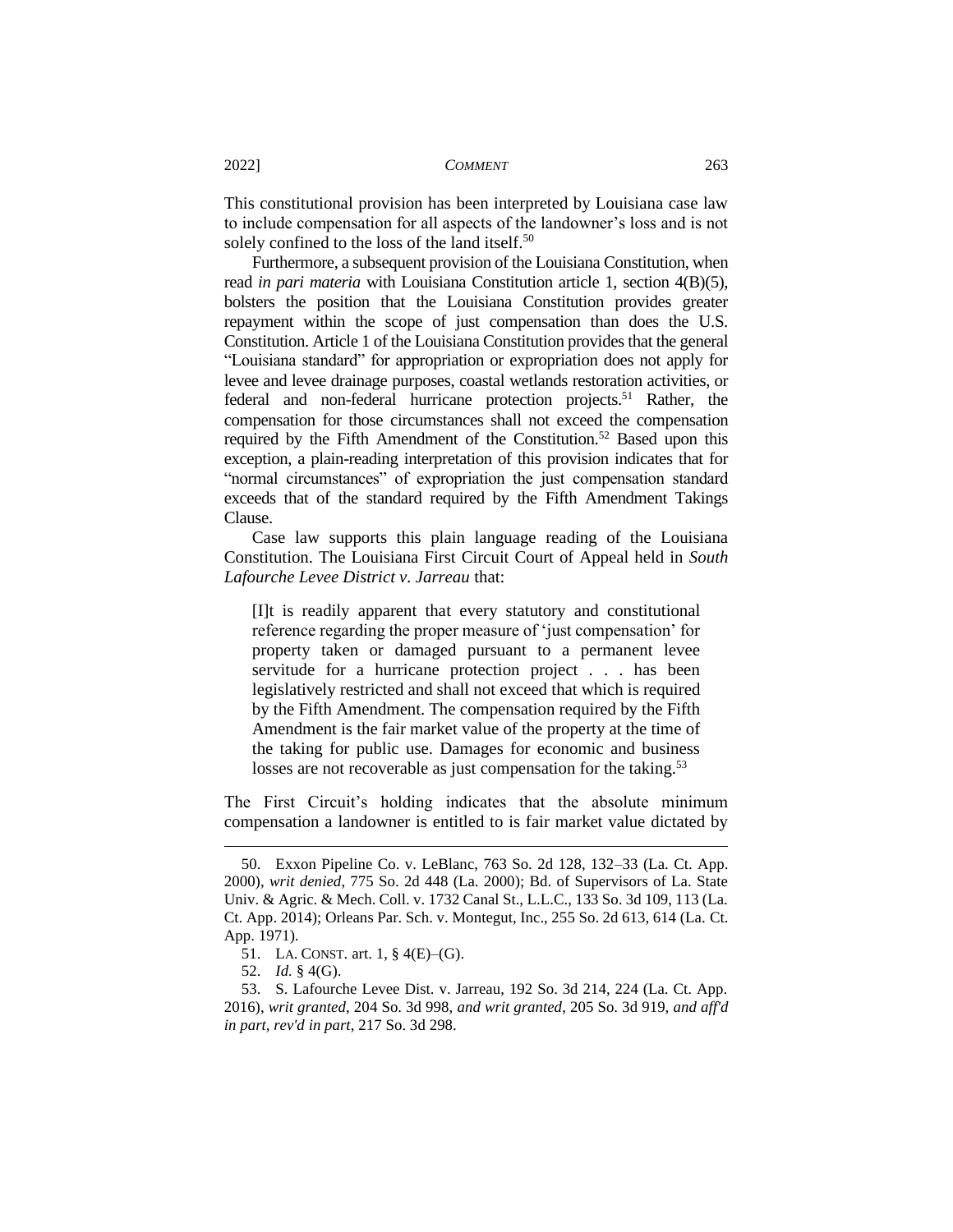This constitutional provision has been interpreted by Louisiana case law to include compensation for all aspects of the landowner's loss and is not solely confined to the loss of the land itself.[50]

Furthermore, a subsequent provision of the Louisiana Constitution, when read *in pari materia* with Louisiana Constitution article 1, section 4(B)(5), bolsters the position that the Louisiana Constitution provides greater repayment within the scope of just compensation than does the U.S. Constitution. Article 1 of the Louisiana Constitution provides that the general "Louisiana standard" for appropriation or expropriation does not apply for levee and levee drainage purposes, coastal wetlands restoration activities, or federal and non-federal hurricane protection projects.[51] Rather, the compensation for those circumstances shall not exceed the compensation required by the Fifth Amendment of the Constitution.[52] Based upon this exception, a plain-reading interpretation of this provision indicates that for "normal circumstances" of expropriation the just compensation standard exceeds that of the standard required by the Fifth Amendment Takings Clause.

Case law supports this plain language reading of the Louisiana Constitution. The Louisiana First Circuit Court of Appeal held in *South Lafourche Levee District v. Jarreau* that:

> [I]t is readily apparent that every statutory and constitutional reference regarding the proper measure of 'just compensation' for property taken or damaged pursuant to a permanent levee servitude for a hurricane protection project . . . has been legislatively restricted and shall not exceed that which is required by the Fifth Amendment. The compensation required by the Fifth Amendment is the fair market value of the property at the time of the taking for public use. Damages for economic and business losses are not recoverable as just compensation for the taking.[53]

The First Circuit's holding indicates that the absolute minimum compensation a landowner is entitled to is fair market value dictated by

---

50. Exxon Pipeline Co. v. LeBlanc, 763 So. 2d 128, 132–33 (La. Ct. App. 2000), *writ denied*, 775 So. 2d 448 (La. 2000); Bd. of Supervisors of La. State Univ. & Agric. & Mech. Coll. v. 1732 Canal St., L.L.C., 133 So. 3d 109, 113 (La. Ct. App. 2014); Orleans Par. Sch. v. Montegut, Inc., 255 So. 2d 613, 614 (La. Ct. App. 1971).

51. LA. CONST. art. 1, § 4(E)–(G).

52. *Id.* § 4(G).

53. S. Lafourche Levee Dist. v. Jarreau, 192 So. 3d 214, 224 (La. Ct. App. 2016), *writ granted*, 204 So. 3d 998, *and writ granted*, 205 So. 3d 919, *and aff'd in part, rev'd in part*, 217 So. 3d 298.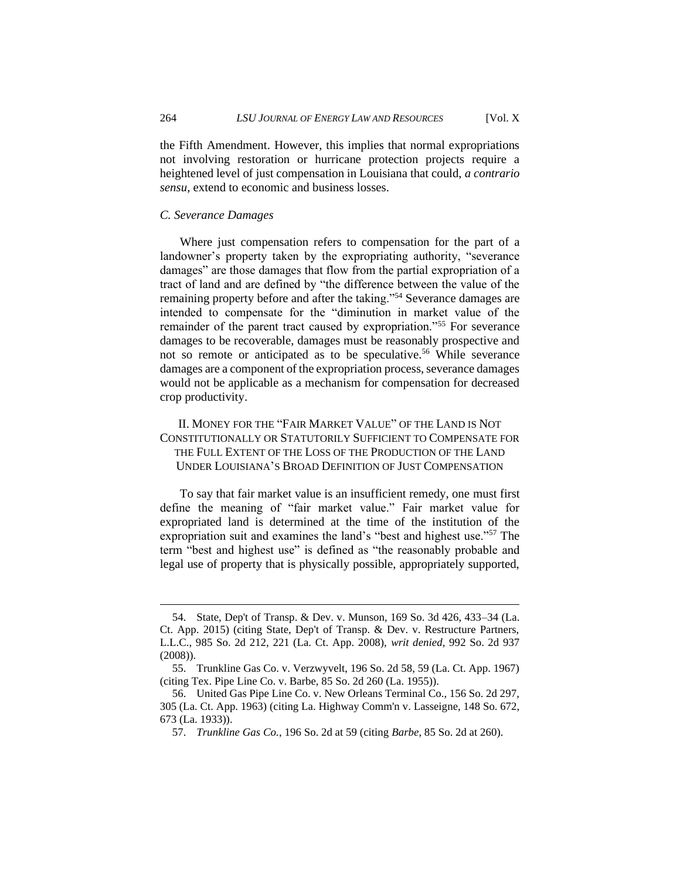the Fifth Amendment. However, this implies that normal expropriations not involving restoration or hurricane protection projects require a heightened level of just compensation in Louisiana that could, *a contrario sensu*, extend to economic and business losses.

### *C. Severance Damages*

Where just compensation refers to compensation for the part of a landowner's property taken by the expropriating authority, "severance damages" are those damages that flow from the partial expropriation of a tract of land and are defined by "the difference between the value of the remaining property before and after the taking."[54] Severance damages are intended to compensate for the "diminution in market value of the remainder of the parent tract caused by expropriation."[55] For severance damages to be recoverable, damages must be reasonably prospective and not so remote or anticipated as to be speculative.[56] While severance damages are a component of the expropriation process, severance damages would not be applicable as a mechanism for compensation for decreased crop productivity.

## II. MONEY FOR THE "FAIR MARKET VALUE" OF THE LAND IS NOT CONSTITUTIONALLY OR STATUTORILY SUFFICIENT TO COMPENSATE FOR THE FULL EXTENT OF THE LOSS OF THE PRODUCTION OF THE LAND UNDER LOUISIANA'S BROAD DEFINITION OF JUST COMPENSATION

To say that fair market value is an insufficient remedy, one must first define the meaning of "fair market value." Fair market value for expropriated land is determined at the time of the institution of the expropriation suit and examines the land's "best and highest use."[57] The term "best and highest use" is defined as "the reasonably probable and legal use of property that is physically possible, appropriately supported,

---

54. State, Dep't of Transp. & Dev. v. Munson, 169 So. 3d 426, 433–34 (La. Ct. App. 2015) (citing State, Dep't of Transp. & Dev. v. Restructure Partners, L.L.C., 985 So. 2d 212, 221 (La. Ct. App. 2008), *writ denied*, 992 So. 2d 937 (2008)).

55. Trunkline Gas Co. v. Verzwyvelt, 196 So. 2d 58, 59 (La. Ct. App. 1967) (citing Tex. Pipe Line Co. v. Barbe, 85 So. 2d 260 (La. 1955)).

56. United Gas Pipe Line Co. v. New Orleans Terminal Co., 156 So. 2d 297, 305 (La. Ct. App. 1963) (citing La. Highway Comm'n v. Lasseigne, 148 So. 672, 673 (La. 1933)).

57. *Trunkline Gas Co.*, 196 So. 2d at 59 (citing *Barbe*, 85 So. 2d at 260).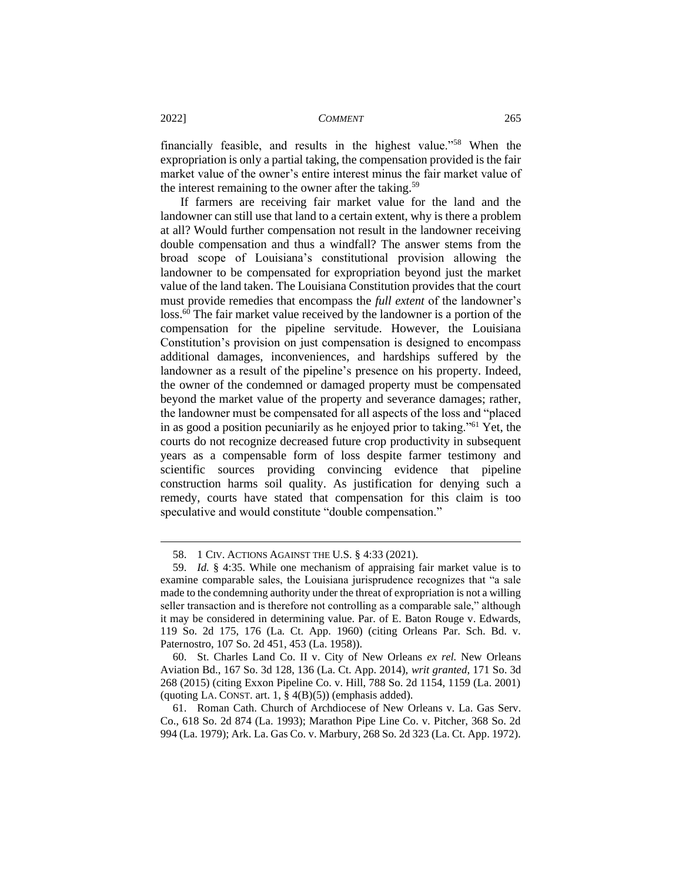financially feasible, and results in the highest value."[58] When the expropriation is only a partial taking, the compensation provided is the fair market value of the owner's entire interest minus the fair market value of the interest remaining to the owner after the taking.[59]

If farmers are receiving fair market value for the land and the landowner can still use that land to a certain extent, why is there a problem at all? Would further compensation not result in the landowner receiving double compensation and thus a windfall? The answer stems from the broad scope of Louisiana's constitutional provision allowing the landowner to be compensated for expropriation beyond just the market value of the land taken. The Louisiana Constitution provides that the court must provide remedies that encompass the *full extent* of the landowner's loss.[60] The fair market value received by the landowner is a portion of the compensation for the pipeline servitude. However, the Louisiana Constitution's provision on just compensation is designed to encompass additional damages, inconveniences, and hardships suffered by the landowner as a result of the pipeline's presence on his property. Indeed, the owner of the condemned or damaged property must be compensated beyond the market value of the property and severance damages; rather, the landowner must be compensated for all aspects of the loss and "placed in as good a position pecuniarily as he enjoyed prior to taking."[61] Yet, the courts do not recognize decreased future crop productivity in subsequent years as a compensable form of loss despite farmer testimony and scientific sources providing convincing evidence that pipeline construction harms soil quality. As justification for denying such a remedy, courts have stated that compensation for this claim is too speculative and would constitute "double compensation."

---

58. 1 CIV. ACTIONS AGAINST THE U.S. § 4:33 (2021).

59. *Id.* § 4:35. While one mechanism of appraising fair market value is to examine comparable sales, the Louisiana jurisprudence recognizes that "a sale made to the condemning authority under the threat of expropriation is not a willing seller transaction and is therefore not controlling as a comparable sale," although it may be considered in determining value. Par. of E. Baton Rouge v. Edwards, 119 So. 2d 175, 176 (La. Ct. App. 1960) (citing Orleans Par. Sch. Bd. v. Paternostro, 107 So. 2d 451, 453 (La. 1958)).

60. St. Charles Land Co. II v. City of New Orleans *ex rel.* New Orleans Aviation Bd., 167 So. 3d 128, 136 (La. Ct. App. 2014), *writ granted*, 171 So. 3d 268 (2015) (citing Exxon Pipeline Co. v. Hill, 788 So. 2d 1154, 1159 (La. 2001) (quoting LA. CONST. art. 1, § 4(B)(5)) (emphasis added).

61. Roman Cath. Church of Archdiocese of New Orleans v. La. Gas Serv. Co., 618 So. 2d 874 (La. 1993); Marathon Pipe Line Co. v. Pitcher, 368 So. 2d 994 (La. 1979); Ark. La. Gas Co. v. Marbury, 268 So. 2d 323 (La. Ct. App. 1972).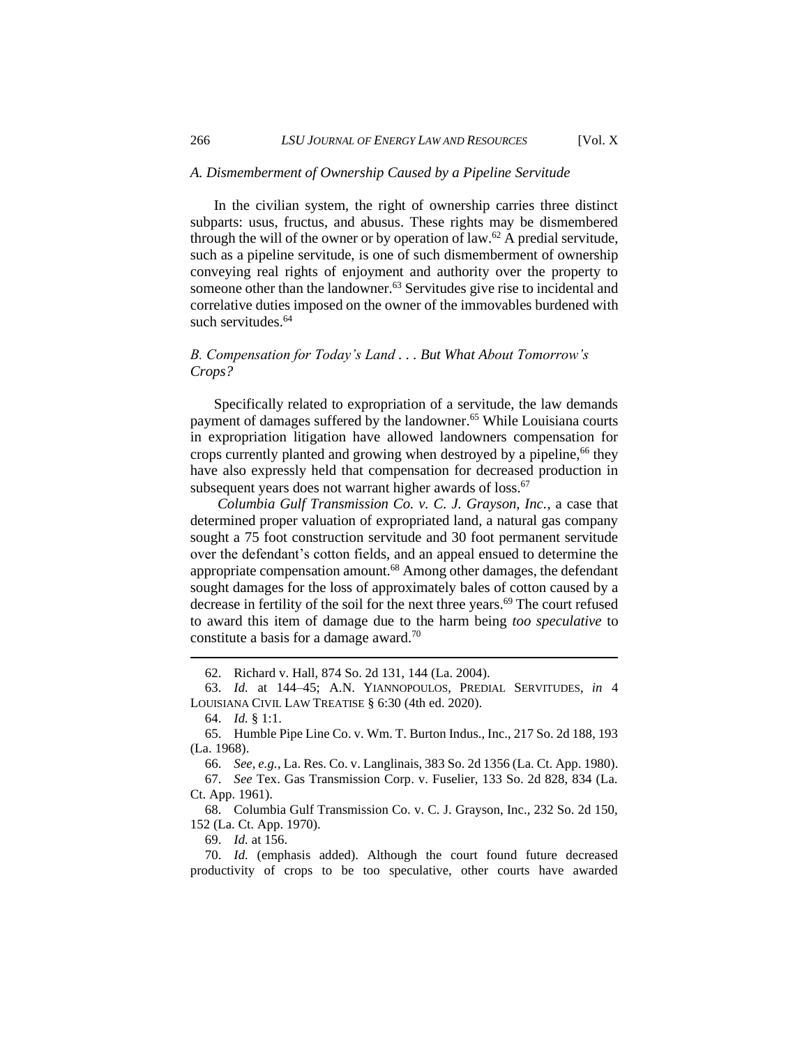### *A. Dismemberment of Ownership Caused by a Pipeline Servitude*

In the civilian system, the right of ownership carries three distinct subparts: usus, fructus, and abusus. These rights may be dismembered through the will of the owner or by operation of law.[62] A predial servitude, such as a pipeline servitude, is one of such dismemberment of ownership conveying real rights of enjoyment and authority over the property to someone other than the landowner.[63] Servitudes give rise to incidental and correlative duties imposed on the owner of the immovables burdened with such servitudes.[64]

### *B. Compensation for Today's Land . . . But What About Tomorrow's Crops?*

Specifically related to expropriation of a servitude, the law demands payment of damages suffered by the landowner.[65] While Louisiana courts in expropriation litigation have allowed landowners compensation for crops currently planted and growing when destroyed by a pipeline,[66] they have also expressly held that compensation for decreased production in subsequent years does not warrant higher awards of loss.[67]

*Columbia Gulf Transmission Co. v. C. J. Grayson, Inc.*, a case that determined proper valuation of expropriated land, a natural gas company sought a 75 foot construction servitude and 30 foot permanent servitude over the defendant's cotton fields, and an appeal ensued to determine the appropriate compensation amount.[68] Among other damages, the defendant sought damages for the loss of approximately bales of cotton caused by a decrease in fertility of the soil for the next three years.[69] The court refused to award this item of damage due to the harm being *too speculative* to constitute a basis for a damage award.[70]

---

62. Richard v. Hall, 874 So. 2d 131, 144 (La. 2004).

63. *Id.* at 144–45; A.N. YIANNOPOULOS, PREDIAL SERVITUDES, *in* 4 LOUISIANA CIVIL LAW TREATISE § 6:30 (4th ed. 2020).

64. *Id.* § 1:1.

65. Humble Pipe Line Co. v. Wm. T. Burton Indus., Inc., 217 So. 2d 188, 193 (La. 1968).

66. *See, e.g.*, La. Res. Co. v. Langlinais, 383 So. 2d 1356 (La. Ct. App. 1980).

67. *See* Tex. Gas Transmission Corp. v. Fuselier, 133 So. 2d 828, 834 (La. Ct. App. 1961).

68. Columbia Gulf Transmission Co. v. C. J. Grayson, Inc., 232 So. 2d 150, 152 (La. Ct. App. 1970).

69. *Id.* at 156.

70. *Id.* (emphasis added). Although the court found future decreased productivity of crops to be too speculative, other courts have awarded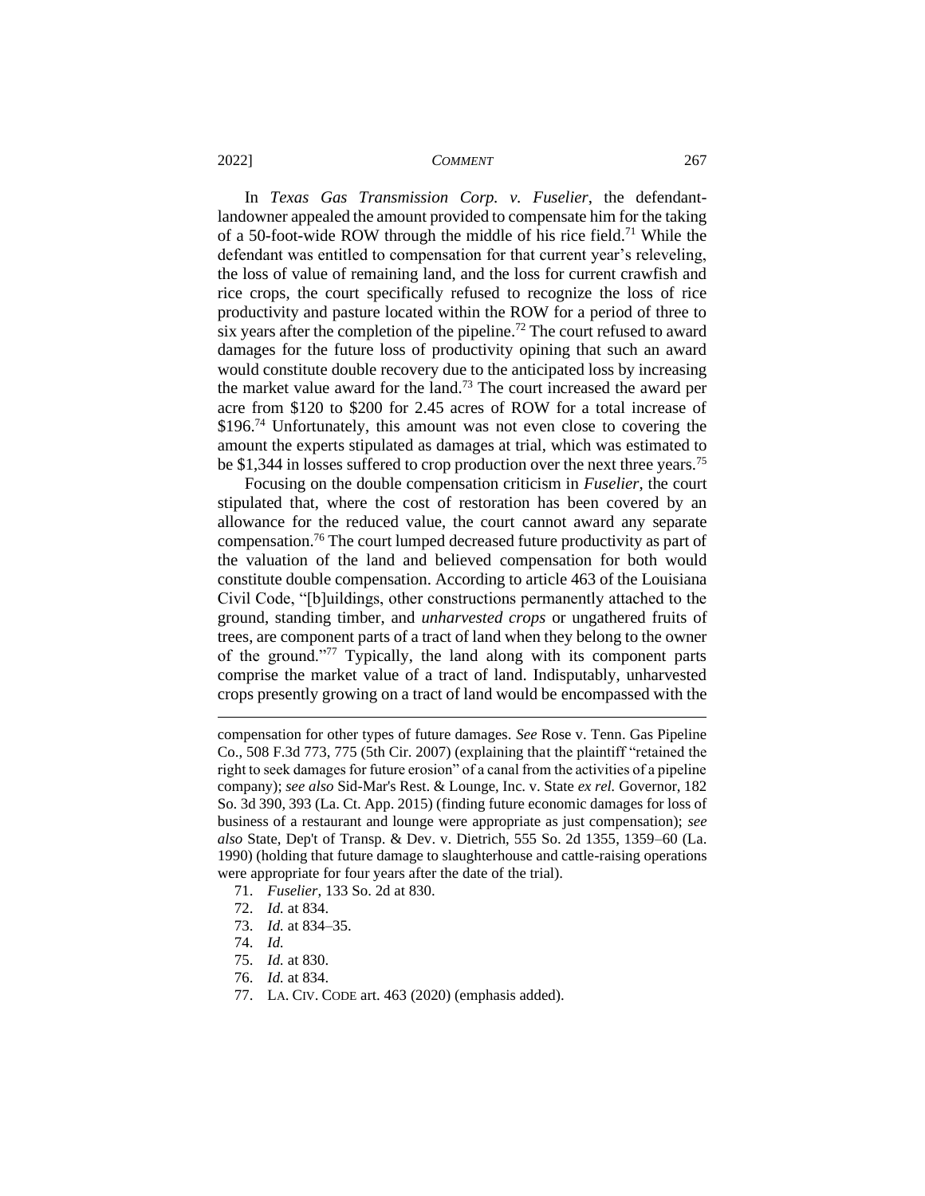In *Texas Gas Transmission Corp. v. Fuselier*, the defendant-landowner appealed the amount provided to compensate him for the taking of a 50-foot-wide ROW through the middle of his rice field.[71] While the defendant was entitled to compensation for that current year's releveling, the loss of value of remaining land, and the loss for current crawfish and rice crops, the court specifically refused to recognize the loss of rice productivity and pasture located within the ROW for a period of three to six years after the completion of the pipeline.[72] The court refused to award damages for the future loss of productivity opining that such an award would constitute double recovery due to the anticipated loss by increasing the market value award for the land.[73] The court increased the award per acre from $120 to $200 for 2.45 acres of ROW for a total increase of $196.[74] Unfortunately, this amount was not even close to covering the amount the experts stipulated as damages at trial, which was estimated to be $1,344 in losses suffered to crop production over the next three years.[75]

Focusing on the double compensation criticism in *Fuselier*, the court stipulated that, where the cost of restoration has been covered by an allowance for the reduced value, the court cannot award any separate compensation.[76] The court lumped decreased future productivity as part of the valuation of the land and believed compensation for both would constitute double compensation. According to article 463 of the Louisiana Civil Code, "[b]uildings, other constructions permanently attached to the ground, standing timber, and *unharvested crops* or ungathered fruits of trees, are component parts of a tract of land when they belong to the owner of the ground."[77] Typically, the land along with its component parts comprise the market value of a tract of land. Indisputably, unharvested crops presently growing on a tract of land would be encompassed with the

---

compensation for other types of future damages. *See* Rose v. Tenn. Gas Pipeline Co., 508 F.3d 773, 775 (5th Cir. 2007) (explaining that the plaintiff "retained the right to seek damages for future erosion" of a canal from the activities of a pipeline company); *see also* Sid-Mar's Rest. & Lounge, Inc. v. State *ex rel.* Governor, 182 So. 3d 390, 393 (La. Ct. App. 2015) (finding future economic damages for loss of business of a restaurant and lounge were appropriate as just compensation); *see also* State, Dep't of Transp. & Dev. v. Dietrich, 555 So. 2d 1355, 1359–60 (La. 1990) (holding that future damage to slaughterhouse and cattle-raising operations were appropriate for four years after the date of the trial).

71. *Fuselier*, 133 So. 2d at 830.

72. *Id.* at 834.

73. *Id.* at 834–35.

74. *Id.*

75. *Id.* at 830.

76. *Id.* at 834.

77. LA. CIV. CODE art. 463 (2020) (emphasis added).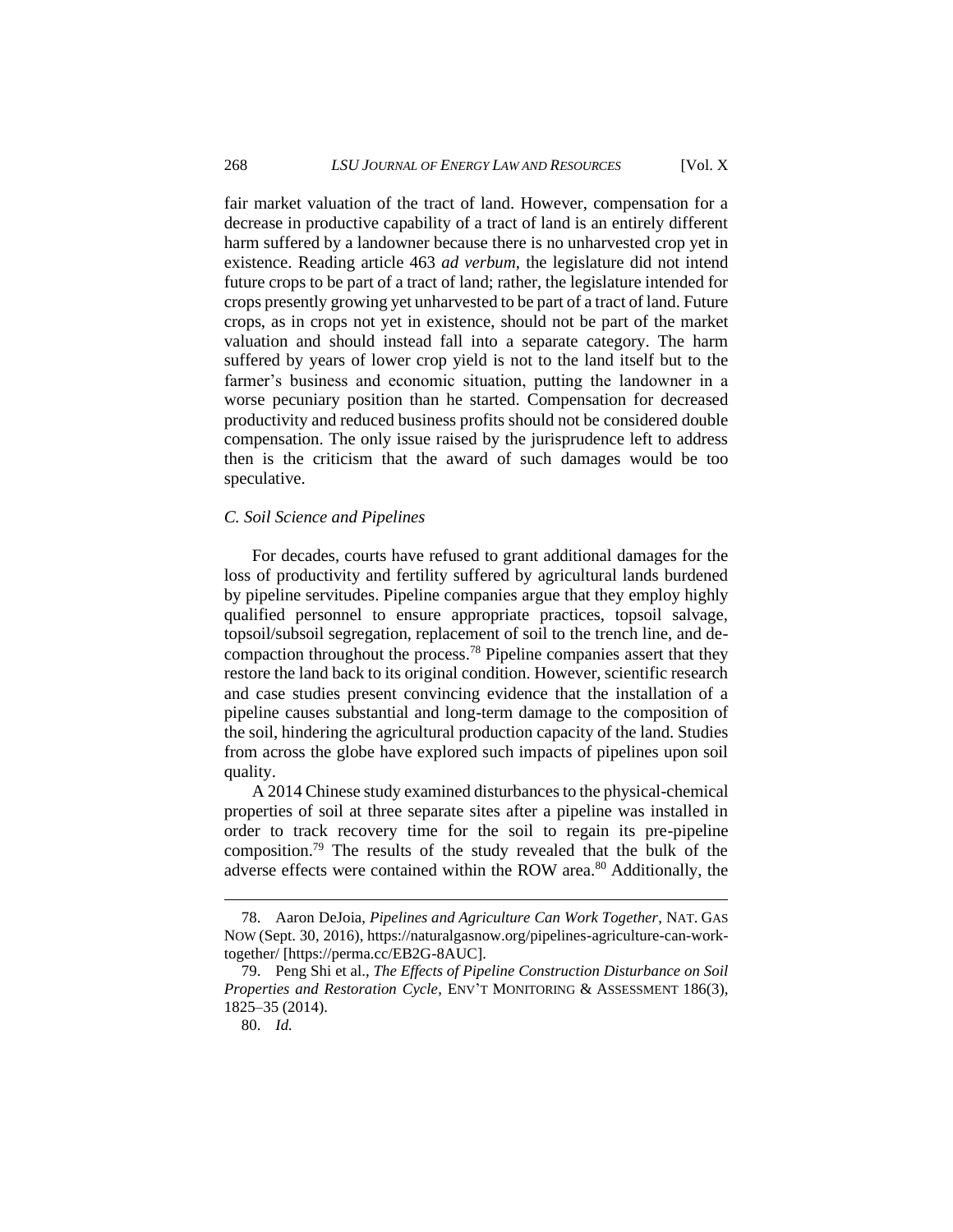fair market valuation of the tract of land. However, compensation for a decrease in productive capability of a tract of land is an entirely different harm suffered by a landowner because there is no unharvested crop yet in existence. Reading article 463 *ad verbum*, the legislature did not intend future crops to be part of a tract of land; rather, the legislature intended for crops presently growing yet unharvested to be part of a tract of land. Future crops, as in crops not yet in existence, should not be part of the market valuation and should instead fall into a separate category. The harm suffered by years of lower crop yield is not to the land itself but to the farmer's business and economic situation, putting the landowner in a worse pecuniary position than he started. Compensation for decreased productivity and reduced business profits should not be considered double compensation. The only issue raised by the jurisprudence left to address then is the criticism that the award of such damages would be too speculative.

### *C. Soil Science and Pipelines*

For decades, courts have refused to grant additional damages for the loss of productivity and fertility suffered by agricultural lands burdened by pipeline servitudes. Pipeline companies argue that they employ highly qualified personnel to ensure appropriate practices, topsoil salvage, topsoil/subsoil segregation, replacement of soil to the trench line, and de-compaction throughout the process.[78] Pipeline companies assert that they restore the land back to its original condition. However, scientific research and case studies present convincing evidence that the installation of a pipeline causes substantial and long-term damage to the composition of the soil, hindering the agricultural production capacity of the land. Studies from across the globe have explored such impacts of pipelines upon soil quality.

A 2014 Chinese study examined disturbances to the physical-chemical properties of soil at three separate sites after a pipeline was installed in order to track recovery time for the soil to regain its pre-pipeline composition.[79] The results of the study revealed that the bulk of the adverse effects were contained within the ROW area.[80] Additionally, the

---

78. Aaron DeJoia, *Pipelines and Agriculture Can Work Together*, NAT. GAS NOW (Sept. 30, 2016), https://naturalgasnow.org/pipelines-agriculture-can-work-together/ [https://perma.cc/EB2G-8AUC].

79. Peng Shi et al., *The Effects of Pipeline Construction Disturbance on Soil Properties and Restoration Cycle*, ENV'T MONITORING & ASSESSMENT 186(3), 1825–35 (2014).

80. *Id.*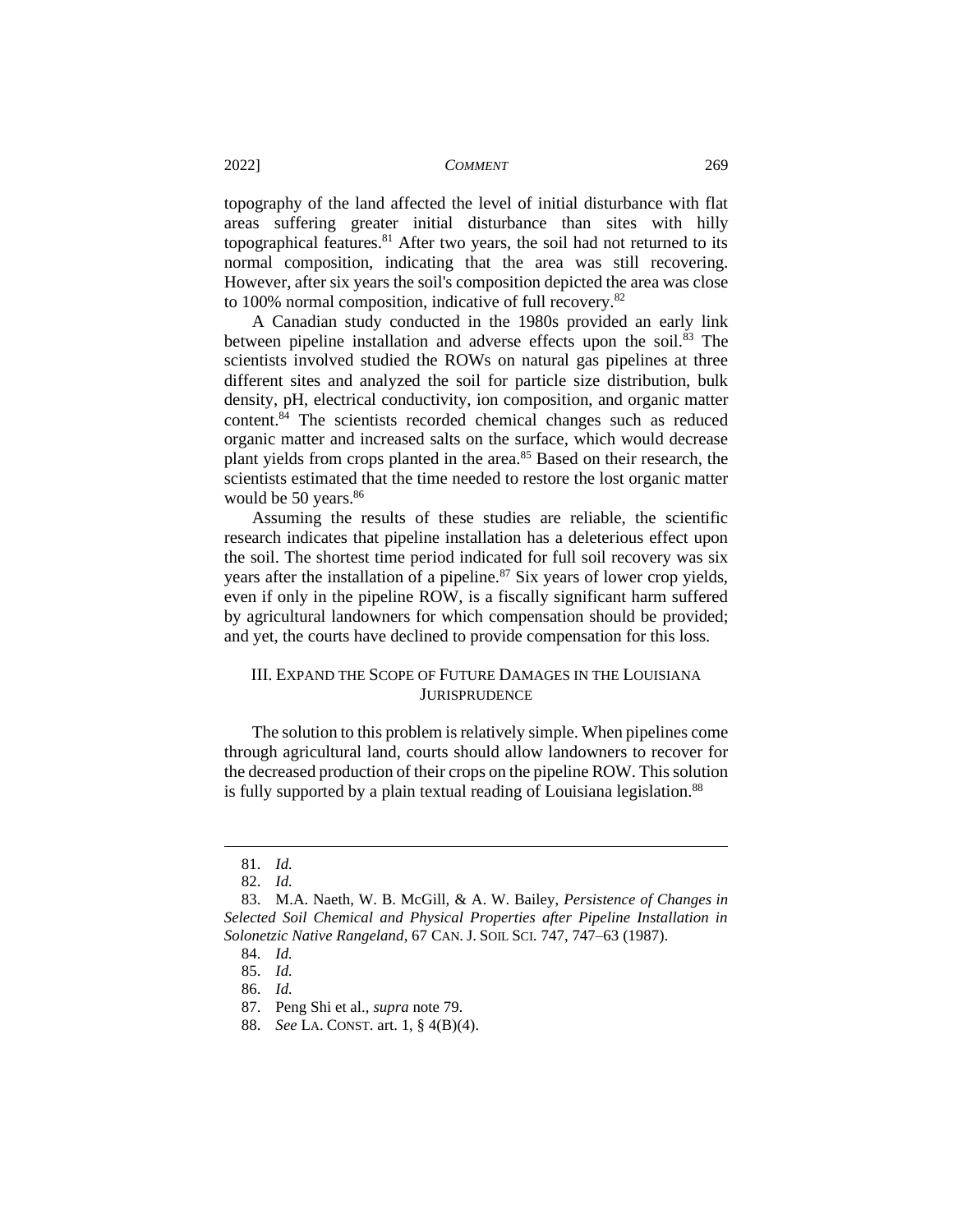topography of the land affected the level of initial disturbance with flat areas suffering greater initial disturbance than sites with hilly topographical features.[81] After two years, the soil had not returned to its normal composition, indicating that the area was still recovering. However, after six years the soil's composition depicted the area was close to 100% normal composition, indicative of full recovery.[82]

A Canadian study conducted in the 1980s provided an early link between pipeline installation and adverse effects upon the soil.[83] The scientists involved studied the ROWs on natural gas pipelines at three different sites and analyzed the soil for particle size distribution, bulk density, pH, electrical conductivity, ion composition, and organic matter content.[84] The scientists recorded chemical changes such as reduced organic matter and increased salts on the surface, which would decrease plant yields from crops planted in the area.[85] Based on their research, the scientists estimated that the time needed to restore the lost organic matter would be 50 years.[86]

Assuming the results of these studies are reliable, the scientific research indicates that pipeline installation has a deleterious effect upon the soil. The shortest time period indicated for full soil recovery was six years after the installation of a pipeline.[87] Six years of lower crop yields, even if only in the pipeline ROW, is a fiscally significant harm suffered by agricultural landowners for which compensation should be provided; and yet, the courts have declined to provide compensation for this loss.

## III. EXPAND THE SCOPE OF FUTURE DAMAGES IN THE LOUISIANA JURISPRUDENCE

The solution to this problem is relatively simple. When pipelines come through agricultural land, courts should allow landowners to recover for the decreased production of their crops on the pipeline ROW. This solution is fully supported by a plain textual reading of Louisiana legislation.[88]

---

81. *Id.*

82. *Id.*

83. M.A. Naeth, W. B. McGill, & A. W. Bailey, *Persistence of Changes in Selected Soil Chemical and Physical Properties after Pipeline Installation in Solonetzic Native Rangeland*, 67 CAN. J. SOIL SCI. 747, 747–63 (1987).

84. *Id.*

85. *Id.*

86. *Id.*

87. Peng Shi et al., *supra* note 79.

88. *See* LA. CONST. art. 1, § 4(B)(4).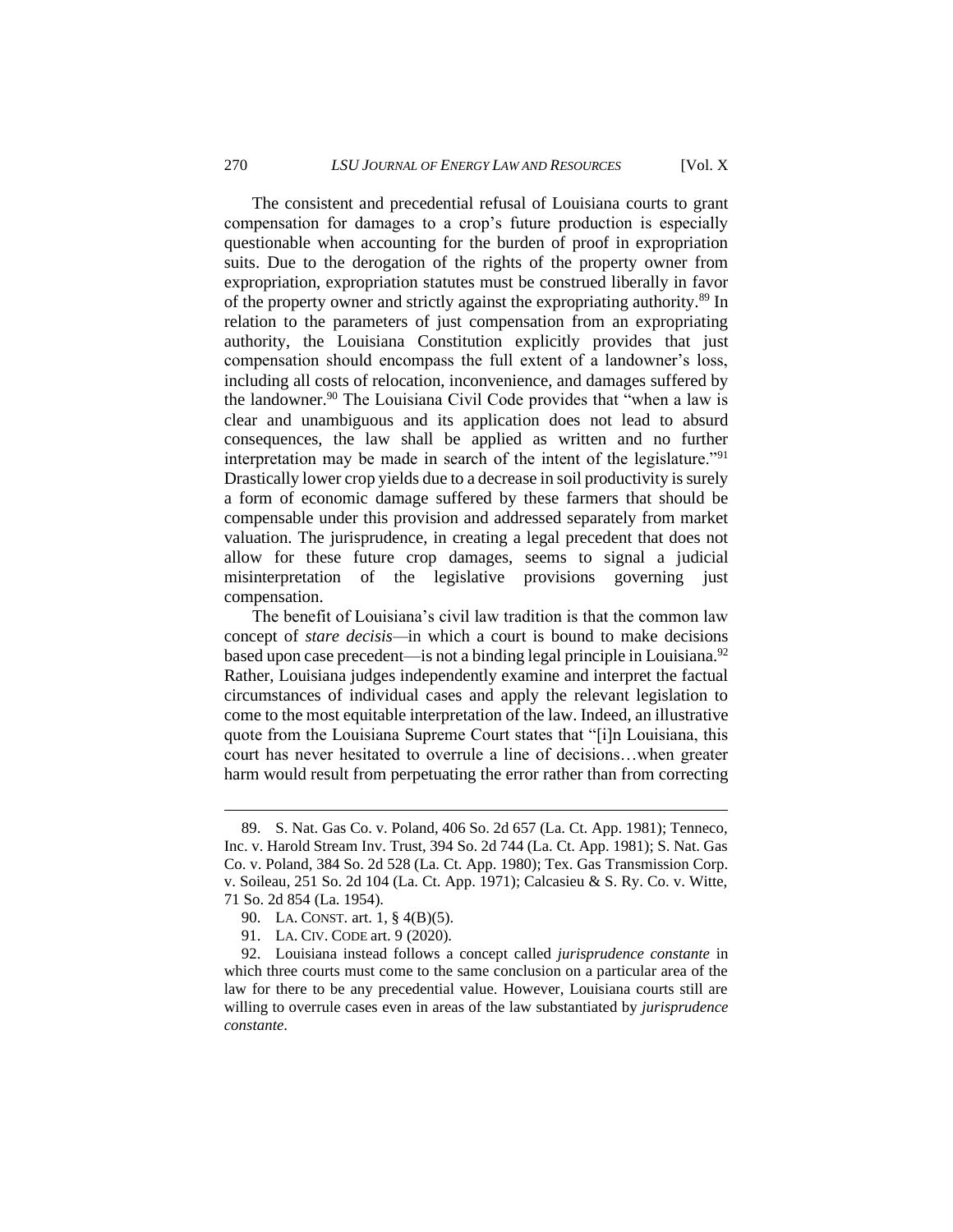The consistent and precedential refusal of Louisiana courts to grant compensation for damages to a crop's future production is especially questionable when accounting for the burden of proof in expropriation suits. Due to the derogation of the rights of the property owner from expropriation, expropriation statutes must be construed liberally in favor of the property owner and strictly against the expropriating authority.[89] In relation to the parameters of just compensation from an expropriating authority, the Louisiana Constitution explicitly provides that just compensation should encompass the full extent of a landowner's loss, including all costs of relocation, inconvenience, and damages suffered by the landowner.[90] The Louisiana Civil Code provides that "when a law is clear and unambiguous and its application does not lead to absurd consequences, the law shall be applied as written and no further interpretation may be made in search of the intent of the legislature."[91] Drastically lower crop yields due to a decrease in soil productivity is surely a form of economic damage suffered by these farmers that should be compensable under this provision and addressed separately from market valuation. The jurisprudence, in creating a legal precedent that does not allow for these future crop damages, seems to signal a judicial misinterpretation of the legislative provisions governing just compensation.

The benefit of Louisiana's civil law tradition is that the common law concept of *stare decisis*—in which a court is bound to make decisions based upon case precedent—is not a binding legal principle in Louisiana.[92] Rather, Louisiana judges independently examine and interpret the factual circumstances of individual cases and apply the relevant legislation to come to the most equitable interpretation of the law. Indeed, an illustrative quote from the Louisiana Supreme Court states that "[i]n Louisiana, this court has never hesitated to overrule a line of decisions…when greater harm would result from perpetuating the error rather than from correcting

---

89. S. Nat. Gas Co. v. Poland, 406 So. 2d 657 (La. Ct. App. 1981); Tenneco, Inc. v. Harold Stream Inv. Trust, 394 So. 2d 744 (La. Ct. App. 1981); S. Nat. Gas Co. v. Poland, 384 So. 2d 528 (La. Ct. App. 1980); Tex. Gas Transmission Corp. v. Soileau, 251 So. 2d 104 (La. Ct. App. 1971); Calcasieu & S. Ry. Co. v. Witte, 71 So. 2d 854 (La. 1954).

90. LA. CONST. art. 1, § 4(B)(5).

91. LA. CIV. CODE art. 9 (2020).

92. Louisiana instead follows a concept called *jurisprudence constante* in which three courts must come to the same conclusion on a particular area of the law for there to be any precedential value. However, Louisiana courts still are willing to overrule cases even in areas of the law substantiated by *jurisprudence constante*.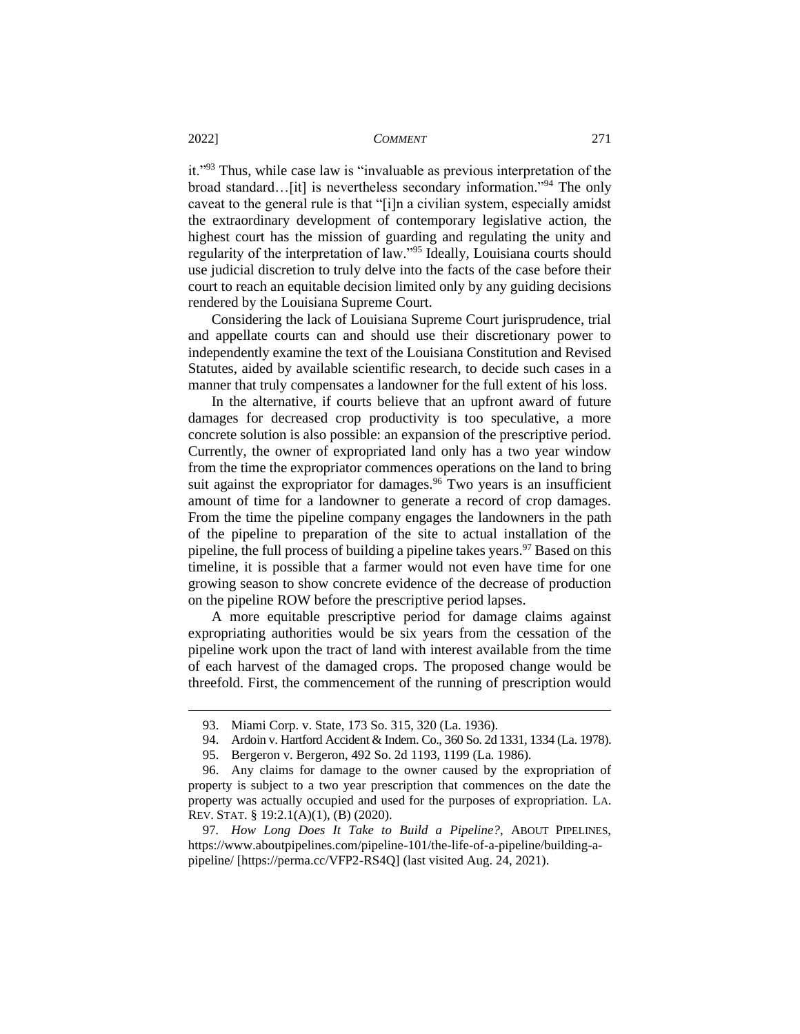it."[93] Thus, while case law is "invaluable as previous interpretation of the broad standard…[it] is nevertheless secondary information."[94] The only caveat to the general rule is that "[i]n a civilian system, especially amidst the extraordinary development of contemporary legislative action, the highest court has the mission of guarding and regulating the unity and regularity of the interpretation of law."[95] Ideally, Louisiana courts should use judicial discretion to truly delve into the facts of the case before their court to reach an equitable decision limited only by any guiding decisions rendered by the Louisiana Supreme Court.

Considering the lack of Louisiana Supreme Court jurisprudence, trial and appellate courts can and should use their discretionary power to independently examine the text of the Louisiana Constitution and Revised Statutes, aided by available scientific research, to decide such cases in a manner that truly compensates a landowner for the full extent of his loss.

In the alternative, if courts believe that an upfront award of future damages for decreased crop productivity is too speculative, a more concrete solution is also possible: an expansion of the prescriptive period. Currently, the owner of expropriated land only has a two year window from the time the expropriator commences operations on the land to bring suit against the expropriator for damages.[96] Two years is an insufficient amount of time for a landowner to generate a record of crop damages. From the time the pipeline company engages the landowners in the path of the pipeline to preparation of the site to actual installation of the pipeline, the full process of building a pipeline takes years.[97] Based on this timeline, it is possible that a farmer would not even have time for one growing season to show concrete evidence of the decrease of production on the pipeline ROW before the prescriptive period lapses.

A more equitable prescriptive period for damage claims against expropriating authorities would be six years from the cessation of the pipeline work upon the tract of land with interest available from the time of each harvest of the damaged crops. The proposed change would be threefold. First, the commencement of the running of prescription would

---

93. Miami Corp. v. State, 173 So. 315, 320 (La. 1936).

94. Ardoin v. Hartford Accident & Indem. Co., 360 So. 2d 1331, 1334 (La. 1978).

95. Bergeron v. Bergeron, 492 So. 2d 1193, 1199 (La. 1986).

96. Any claims for damage to the owner caused by the expropriation of property is subject to a two year prescription that commences on the date the property was actually occupied and used for the purposes of expropriation. LA. REV. STAT. § 19:2.1(A)(1), (B) (2020).

97. *How Long Does It Take to Build a Pipeline?*, ABOUT PIPELINES, https://www.aboutpipelines.com/pipeline-101/the-life-of-a-pipeline/building-a-pipeline/ [https://perma.cc/VFP2-RS4Q] (last visited Aug. 24, 2021).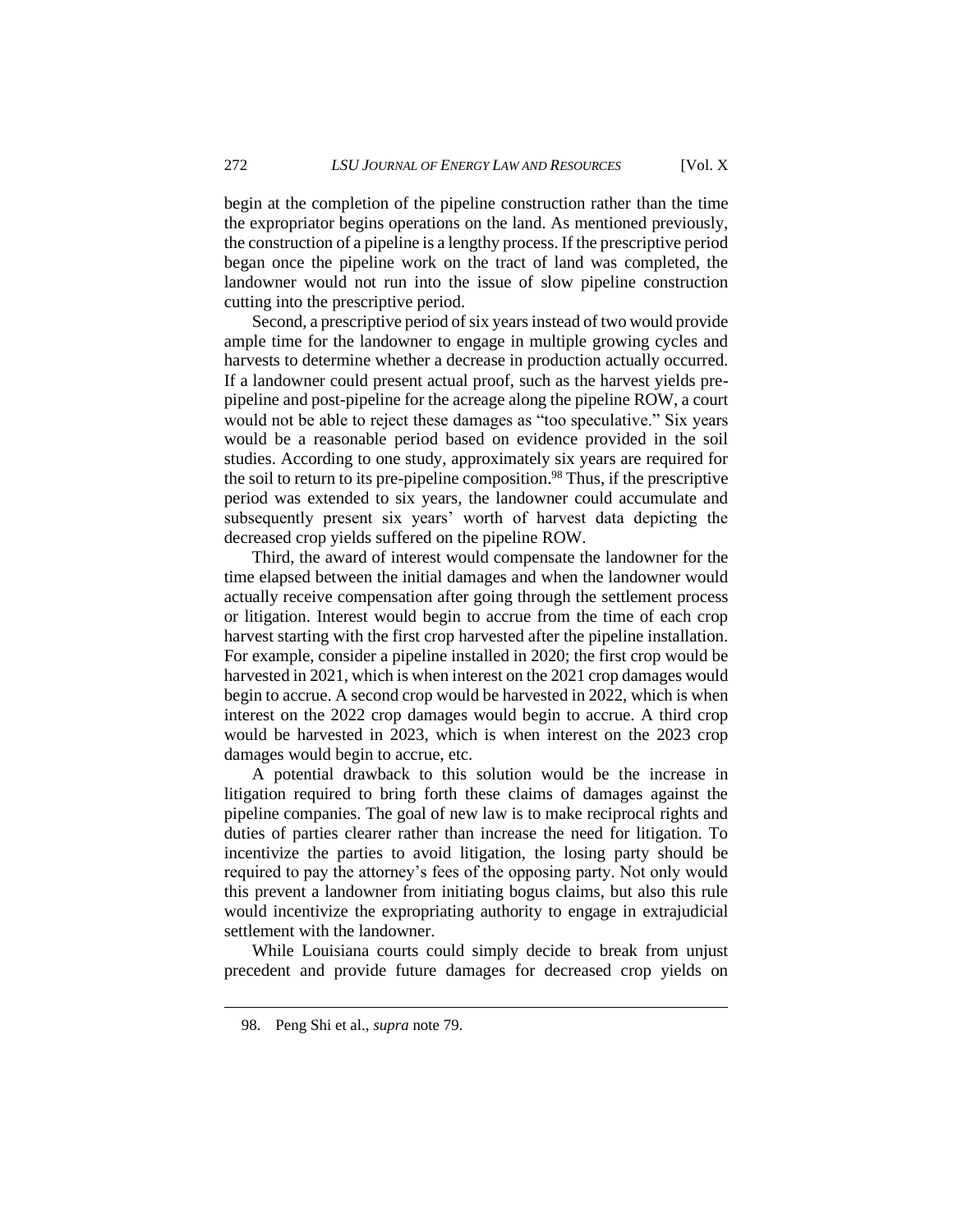begin at the completion of the pipeline construction rather than the time the expropriator begins operations on the land. As mentioned previously, the construction of a pipeline is a lengthy process. If the prescriptive period began once the pipeline work on the tract of land was completed, the landowner would not run into the issue of slow pipeline construction cutting into the prescriptive period.

Second, a prescriptive period of six years instead of two would provide ample time for the landowner to engage in multiple growing cycles and harvests to determine whether a decrease in production actually occurred. If a landowner could present actual proof, such as the harvest yields pre-pipeline and post-pipeline for the acreage along the pipeline ROW, a court would not be able to reject these damages as "too speculative." Six years would be a reasonable period based on evidence provided in the soil studies. According to one study, approximately six years are required for the soil to return to its pre-pipeline composition.[98] Thus, if the prescriptive period was extended to six years, the landowner could accumulate and subsequently present six years' worth of harvest data depicting the decreased crop yields suffered on the pipeline ROW.

Third, the award of interest would compensate the landowner for the time elapsed between the initial damages and when the landowner would actually receive compensation after going through the settlement process or litigation. Interest would begin to accrue from the time of each crop harvest starting with the first crop harvested after the pipeline installation. For example, consider a pipeline installed in 2020; the first crop would be harvested in 2021, which is when interest on the 2021 crop damages would begin to accrue. A second crop would be harvested in 2022, which is when interest on the 2022 crop damages would begin to accrue. A third crop would be harvested in 2023, which is when interest on the 2023 crop damages would begin to accrue, etc.

A potential drawback to this solution would be the increase in litigation required to bring forth these claims of damages against the pipeline companies. The goal of new law is to make reciprocal rights and duties of parties clearer rather than increase the need for litigation. To incentivize the parties to avoid litigation, the losing party should be required to pay the attorney's fees of the opposing party. Not only would this prevent a landowner from initiating bogus claims, but also this rule would incentivize the expropriating authority to engage in extrajudicial settlement with the landowner.

While Louisiana courts could simply decide to break from unjust precedent and provide future damages for decreased crop yields on

98. Peng Shi et al., *supra* note 79.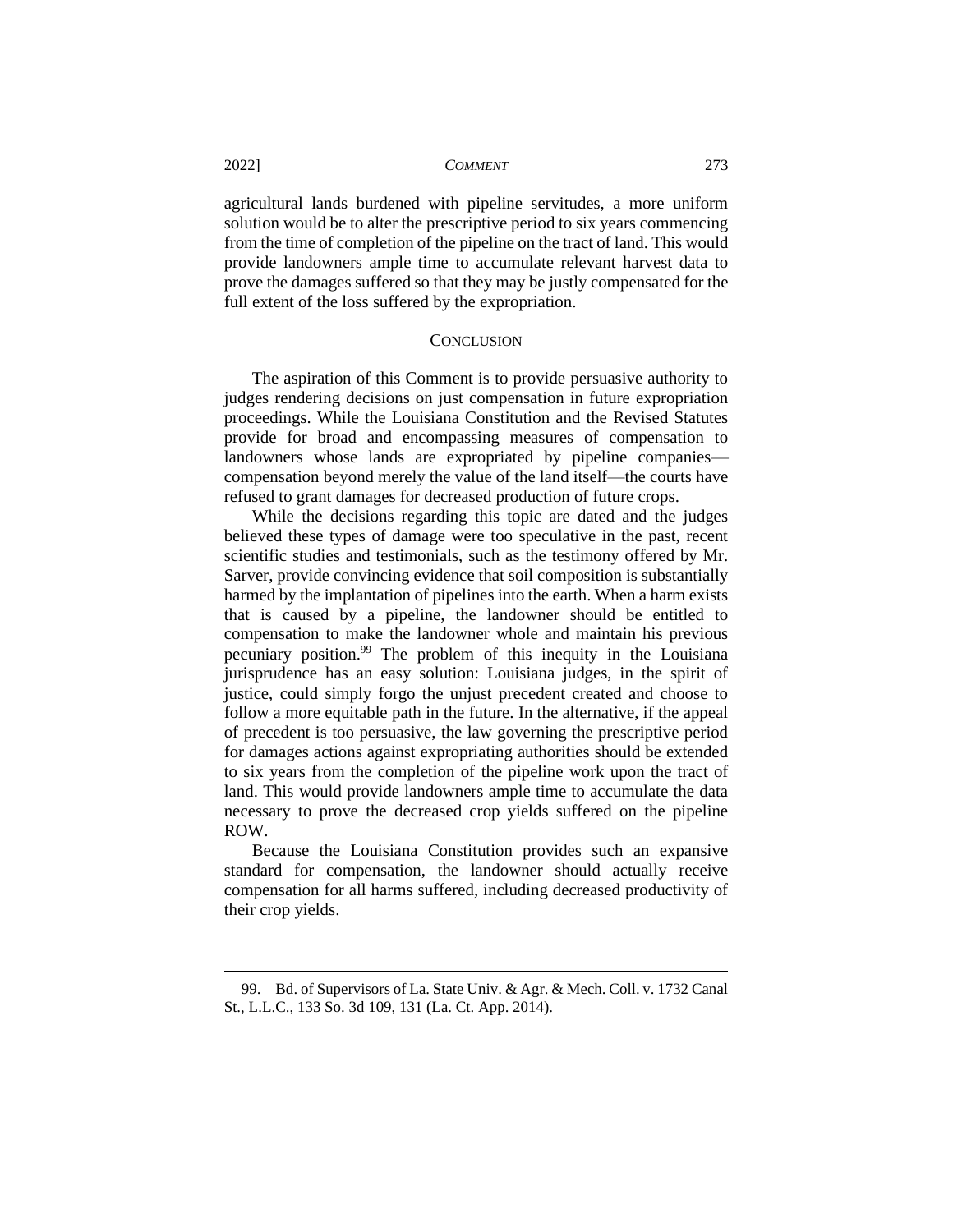agricultural lands burdened with pipeline servitudes, a more uniform solution would be to alter the prescriptive period to six years commencing from the time of completion of the pipeline on the tract of land. This would provide landowners ample time to accumulate relevant harvest data to prove the damages suffered so that they may be justly compensated for the full extent of the loss suffered by the expropriation.

## CONCLUSION

The aspiration of this Comment is to provide persuasive authority to judges rendering decisions on just compensation in future expropriation proceedings. While the Louisiana Constitution and the Revised Statutes provide for broad and encompassing measures of compensation to landowners whose lands are expropriated by pipeline companies—compensation beyond merely the value of the land itself—the courts have refused to grant damages for decreased production of future crops.

While the decisions regarding this topic are dated and the judges believed these types of damage were too speculative in the past, recent scientific studies and testimonials, such as the testimony offered by Mr. Sarver, provide convincing evidence that soil composition is substantially harmed by the implantation of pipelines into the earth. When a harm exists that is caused by a pipeline, the landowner should be entitled to compensation to make the landowner whole and maintain his previous pecuniary position.[99] The problem of this inequity in the Louisiana jurisprudence has an easy solution: Louisiana judges, in the spirit of justice, could simply forgo the unjust precedent created and choose to follow a more equitable path in the future. In the alternative, if the appeal of precedent is too persuasive, the law governing the prescriptive period for damages actions against expropriating authorities should be extended to six years from the completion of the pipeline work upon the tract of land. This would provide landowners ample time to accumulate the data necessary to prove the decreased crop yields suffered on the pipeline ROW.

Because the Louisiana Constitution provides such an expansive standard for compensation, the landowner should actually receive compensation for all harms suffered, including decreased productivity of their crop yields.

---

99. Bd. of Supervisors of La. State Univ. & Agr. & Mech. Coll. v. 1732 Canal St., L.L.C., 133 So. 3d 109, 131 (La. Ct. App. 2014).